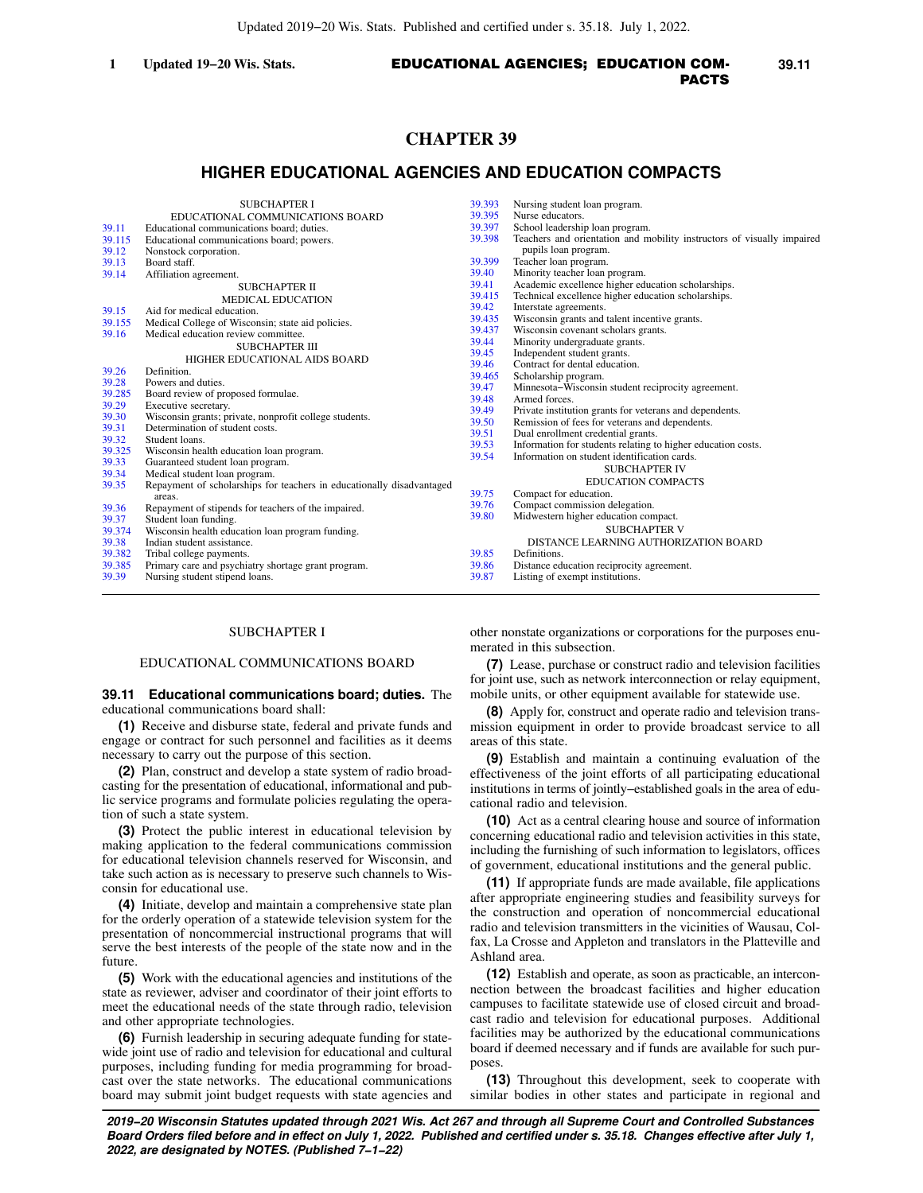# CHAPTER 39

## HIGHER EDUCATIONAL AGENCIES AND EDUCATION COMPACTS

SUBCHAPTER I
EDUCATIONAL COMMUNICATIONS BOARD

39.11 Educational communications board; duties.
39.115 Educational communications board; powers.
39.12 Nonstock corporation.
39.13 Board staff.
39.14 Affiliation agreement.

SUBCHAPTER II
MEDICAL EDUCATION

39.15 Aid for medical education.
39.155 Medical College of Wisconsin; state aid policies.
39.16 Medical education review committee.

SUBCHAPTER III
HIGHER EDUCATIONAL AIDS BOARD

39.26 Definition.
39.28 Powers and duties.
39.285 Board review of proposed formulae.
39.29 Executive secretary.
39.30 Wisconsin grants; private, nonprofit college students.
39.31 Determination of student costs.
39.32 Student loans.
39.325 Wisconsin health education loan program.
39.33 Guaranteed student loan program.
39.34 Medical student loan program.
39.35 Repayment of scholarships for teachers in educationally disadvantaged areas.
39.36 Repayment of stipends for teachers of the impaired.
39.37 Student loan funding.
39.374 Wisconsin health education loan program funding.
39.38 Indian student assistance.
39.382 Tribal college payments.
39.385 Primary care and psychiatry shortage grant program.
39.39 Nursing student stipend loans.
39.393 Nursing student loan program.
39.395 Nurse educators.
39.397 School leadership loan program.
39.398 Teachers and orientation and mobility instructors of visually impaired pupils loan program.
39.399 Teacher loan program.
39.40 Minority teacher loan program.
39.41 Academic excellence higher education scholarships.
39.415 Technical excellence higher education scholarships.
39.42 Interstate agreements.
39.435 Wisconsin grants and talent incentive grants.
39.437 Wisconsin covenant scholars grants.
39.44 Minority undergraduate grants.
39.45 Independent student grants.
39.46 Contract for dental education.
39.465 Scholarship program.
39.47 Minnesota−Wisconsin student reciprocity agreement.
39.48 Armed forces.
39.49 Private institution grants for veterans and dependents.
39.50 Remission of fees for veterans and dependents.
39.51 Dual enrollment credential grants.
39.53 Information for students relating to higher education costs.
39.54 Information on student identification cards.

SUBCHAPTER IV
EDUCATION COMPACTS

39.75 Compact for education.
39.76 Compact commission delegation.
39.80 Midwestern higher education compact.

SUBCHAPTER V
DISTANCE LEARNING AUTHORIZATION BOARD

39.85 Definitions.
39.86 Distance education reciprocity agreement.
39.87 Listing of exempt institutions.

---

SUBCHAPTER I

EDUCATIONAL COMMUNICATIONS BOARD

**39.11 Educational communications board; duties.** The educational communications board shall:

**(1)** Receive and disburse state, federal and private funds and engage or contract for such personnel and facilities as it deems necessary to carry out the purpose of this section.

**(2)** Plan, construct and develop a state system of radio broadcasting for the presentation of educational, informational and public service programs and formulate policies regulating the operation of such a state system.

**(3)** Protect the public interest in educational television by making application to the federal communications commission for educational television channels reserved for Wisconsin, and take such action as is necessary to preserve such channels to Wisconsin for educational use.

**(4)** Initiate, develop and maintain a comprehensive state plan for the orderly operation of a statewide television system for the presentation of noncommercial instructional programs that will serve the best interests of the people of the state now and in the future.

**(5)** Work with the educational agencies and institutions of the state as reviewer, adviser and coordinator of their joint efforts to meet the educational needs of the state through radio, television and other appropriate technologies.

**(6)** Furnish leadership in securing adequate funding for statewide joint use of radio and television for educational and cultural purposes, including funding for media programming for broadcast over the state networks. The educational communications board may submit joint budget requests with state agencies and other nonstate organizations or corporations for the purposes enumerated in this subsection.

**(7)** Lease, purchase or construct radio and television facilities for joint use, such as network interconnection or relay equipment, mobile units, or other equipment available for statewide use.

**(8)** Apply for, construct and operate radio and television transmission equipment in order to provide broadcast service to all areas of this state.

**(9)** Establish and maintain a continuing evaluation of the effectiveness of the joint efforts of all participating educational institutions in terms of jointly−established goals in the area of educational radio and television.

**(10)** Act as a central clearing house and source of information concerning educational radio and television activities in this state, including the furnishing of such information to legislators, offices of government, educational institutions and the general public.

**(11)** If appropriate funds are made available, file applications after appropriate engineering studies and feasibility surveys for the construction and operation of noncommercial educational radio and television transmitters in the vicinities of Wausau, Colfax, La Crosse and Appleton and translators in the Platteville and Ashland area.

**(12)** Establish and operate, as soon as practicable, an interconnection between the broadcast facilities and higher education campuses to facilitate statewide use of closed circuit and broadcast radio and television for educational purposes. Additional facilities may be authorized by the educational communications board if deemed necessary and if funds are available for such purposes.

**(13)** Throughout this development, seek to cooperate with similar bodies in other states and participate in regional and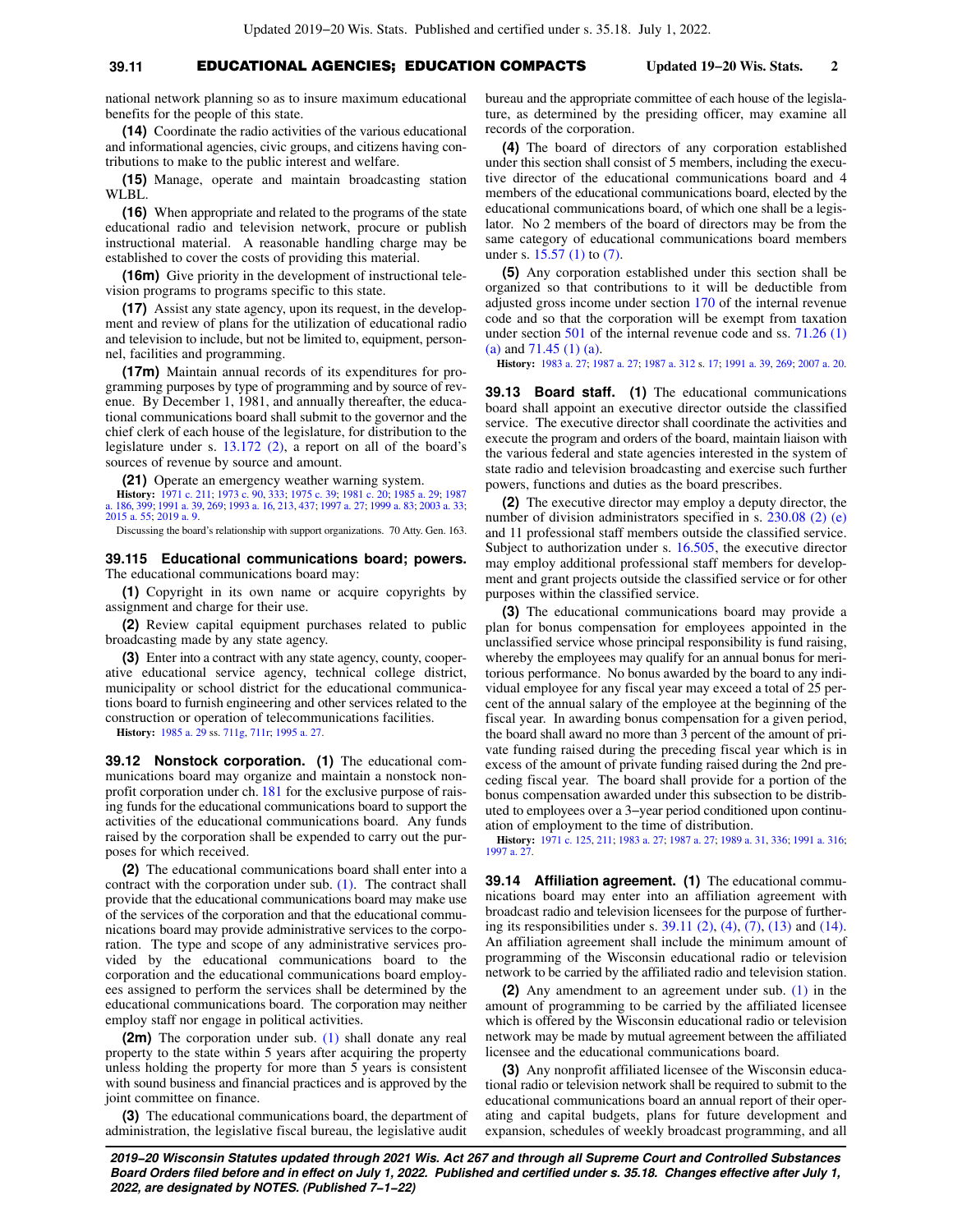national network planning so as to insure maximum educational benefits for the people of this state.

**(14)** Coordinate the radio activities of the various educational and informational agencies, civic groups, and citizens having contributions to make to the public interest and welfare.

**(15)** Manage, operate and maintain broadcasting station WLBL.

**(16)** When appropriate and related to the programs of the state educational radio and television network, procure or publish instructional material. A reasonable handling charge may be established to cover the costs of providing this material.

**(16m)** Give priority in the development of instructional television programs to programs specific to this state.

**(17)** Assist any state agency, upon its request, in the development and review of plans for the utilization of educational radio and television to include, but not be limited to, equipment, personnel, facilities and programming.

**(17m)** Maintain annual records of its expenditures for programming purposes by type of programming and by source of revenue. By December 1, 1981, and annually thereafter, the educational communications board shall submit to the governor and the chief clerk of each house of the legislature, for distribution to the legislature under s. 13.172 (2), a report on all of the board's sources of revenue by source and amount.

**(21)** Operate an emergency weather warning system.

**History:** 1971 c. 211; 1973 c. 90, 333; 1975 c. 39; 1981 c. 20; 1985 a. 29; 1987 a. 186, 399; 1991 a. 39, 269; 1993 a. 16, 213, 437; 1997 a. 27; 1999 a. 83; 2003 a. 33; 2015 a. 55; 2019 a. 9.

Discussing the board's relationship with support organizations. 70 Atty. Gen. 163.

**39.115 Educational communications board; powers.** The educational communications board may:

**(1)** Copyright in its own name or acquire copyrights by assignment and charge for their use.

**(2)** Review capital equipment purchases related to public broadcasting made by any state agency.

**(3)** Enter into a contract with any state agency, county, cooperative educational service agency, technical college district, municipality or school district for the educational communications board to furnish engineering and other services related to the construction or operation of telecommunications facilities.

**History:** 1985 a. 29 ss. 711g, 711r; 1995 a. 27.

**39.12 Nonstock corporation. (1)** The educational communications board may organize and maintain a nonstock nonprofit corporation under ch. 181 for the exclusive purpose of raising funds for the educational communications board to support the activities of the educational communications board. Any funds raised by the corporation shall be expended to carry out the purposes for which received.

**(2)** The educational communications board shall enter into a contract with the corporation under sub. (1). The contract shall provide that the educational communications board may make use of the services of the corporation and that the educational communications board may provide administrative services to the corporation. The type and scope of any administrative services provided by the educational communications board to the corporation and the educational communications board employees assigned to perform the services shall be determined by the educational communications board. The corporation may neither employ staff nor engage in political activities.

**(2m)** The corporation under sub. (1) shall donate any real property to the state within 5 years after acquiring the property unless holding the property for more than 5 years is consistent with sound business and financial practices and is approved by the joint committee on finance.

**(3)** The educational communications board, the department of administration, the legislative fiscal bureau, the legislative audit bureau and the appropriate committee of each house of the legislature, as determined by the presiding officer, may examine all records of the corporation.

**(4)** The board of directors of any corporation established under this section shall consist of 5 members, including the executive director of the educational communications board and 4 members of the educational communications board, elected by the educational communications board, of which one shall be a legislator. No 2 members of the board of directors may be from the same category of educational communications board members under s. 15.57 (1) to (7).

**(5)** Any corporation established under this section shall be organized so that contributions to it will be deductible from adjusted gross income under section 170 of the internal revenue code and so that the corporation will be exempt from taxation under section 501 of the internal revenue code and ss. 71.26 (1) (a) and 71.45 (1) (a).

**History:** 1983 a. 27; 1987 a. 27; 1987 a. 312 s. 17; 1991 a. 39, 269; 2007 a. 20.

**39.13 Board staff. (1)** The educational communications board shall appoint an executive director outside the classified service. The executive director shall coordinate the activities and execute the program and orders of the board, maintain liaison with the various federal and state agencies interested in the system of state radio and television broadcasting and exercise such further powers, functions and duties as the board prescribes.

**(2)** The executive director may employ a deputy director, the number of division administrators specified in s. 230.08 (2) (e) and 11 professional staff members outside the classified service. Subject to authorization under s. 16.505, the executive director may employ additional professional staff members for development and grant projects outside the classified service or for other purposes within the classified service.

**(3)** The educational communications board may provide a plan for bonus compensation for employees appointed in the unclassified service whose principal responsibility is fund raising, whereby the employees may qualify for an annual bonus for meritorious performance. No bonus awarded by the board to any individual employee for any fiscal year may exceed a total of 25 percent of the annual salary of the employee at the beginning of the fiscal year. In awarding bonus compensation for a given period, the board shall award no more than 3 percent of the amount of private funding raised during the preceding fiscal year which is in excess of the amount of private funding raised during the 2nd preceding fiscal year. The board shall provide for a portion of the bonus compensation awarded under this subsection to be distributed to employees over a 3−year period conditioned upon continuation of employment to the time of distribution.

**History:** 1971 c. 125, 211; 1983 a. 27; 1987 a. 27; 1989 a. 31, 336; 1991 a. 316; 1997 a. 27.

**39.14 Affiliation agreement. (1)** The educational communications board may enter into an affiliation agreement with broadcast radio and television licensees for the purpose of furthering its responsibilities under s. 39.11 (2), (4), (7), (13) and (14). An affiliation agreement shall include the minimum amount of programming of the Wisconsin educational radio or television network to be carried by the affiliated radio and television station.

**(2)** Any amendment to an agreement under sub. (1) in the amount of programming to be carried by the affiliated licensee which is offered by the Wisconsin educational radio or television network may be made by mutual agreement between the affiliated licensee and the educational communications board.

**(3)** Any nonprofit affiliated licensee of the Wisconsin educational radio or television network shall be required to submit to the educational communications board an annual report of their operating and capital budgets, plans for future development and expansion, schedules of weekly broadcast programming, and all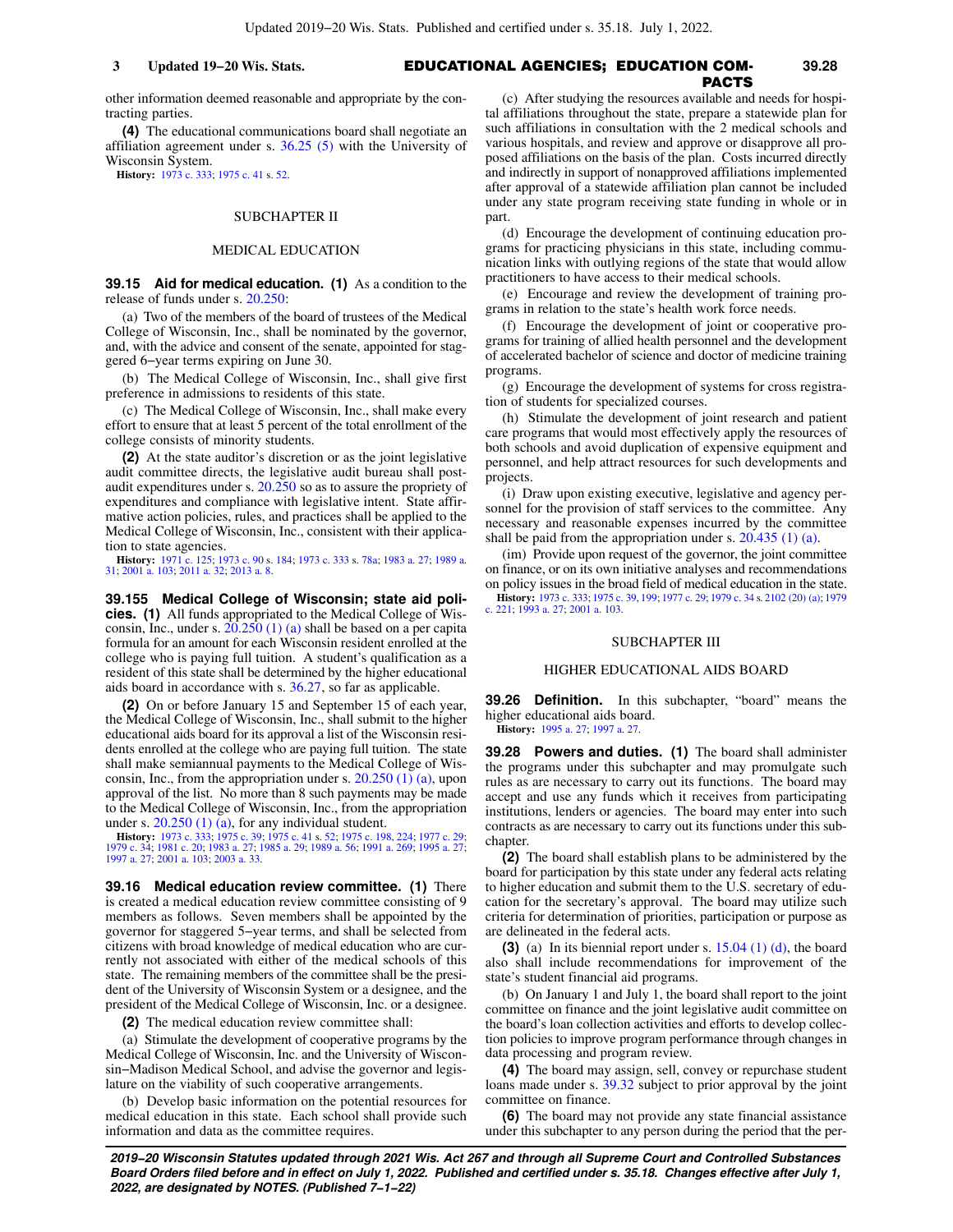other information deemed reasonable and appropriate by the contracting parties.

**(4)** The educational communications board shall negotiate an affiliation agreement under s. 36.25 (5) with the University of Wisconsin System.

**History:** 1973 c. 333; 1975 c. 41 s. 52.

## SUBCHAPTER II

## MEDICAL EDUCATION

**39.15 Aid for medical education. (1)** As a condition to the release of funds under s. 20.250:

(a) Two of the members of the board of trustees of the Medical College of Wisconsin, Inc., shall be nominated by the governor, and, with the advice and consent of the senate, appointed for staggered 6−year terms expiring on June 30.

(b) The Medical College of Wisconsin, Inc., shall give first preference in admissions to residents of this state.

(c) The Medical College of Wisconsin, Inc., shall make every effort to ensure that at least 5 percent of the total enrollment of the college consists of minority students.

**(2)** At the state auditor's discretion or as the joint legislative audit committee directs, the legislative audit bureau shall post-audit expenditures under s. 20.250 so as to assure the propriety of expenditures and compliance with legislative intent. State affirmative action policies, rules, and practices shall be applied to the Medical College of Wisconsin, Inc., consistent with their application to state agencies.

**History:** 1971 c. 125; 1973 c. 90 s. 184; 1973 c. 333 s. 78a; 1983 a. 27; 1989 a. 31; 2001 a. 103; 2011 a. 32; 2013 a. 8.

**39.155 Medical College of Wisconsin; state aid policies. (1)** All funds appropriated to the Medical College of Wisconsin, Inc., under s. 20.250 (1) (a) shall be based on a per capita formula for an amount for each Wisconsin resident enrolled at the college who is paying full tuition. A student's qualification as a resident of this state shall be determined by the higher educational aids board in accordance with s. 36.27, so far as applicable.

**(2)** On or before January 15 and September 15 of each year, the Medical College of Wisconsin, Inc., shall submit to the higher educational aids board for its approval a list of the Wisconsin residents enrolled at the college who are paying full tuition. The state shall make semiannual payments to the Medical College of Wisconsin, Inc., from the appropriation under s. 20.250 (1) (a), upon approval of the list. No more than 8 such payments may be made to the Medical College of Wisconsin, Inc., from the appropriation under s. 20.250 (1) (a), for any individual student.

**History:** 1973 c. 333; 1975 c. 39; 1975 c. 41 s. 52; 1975 c. 198, 224; 1977 c. 29; 1979 c. 34; 1981 c. 20; 1983 a. 27; 1985 a. 29; 1989 a. 56; 1991 a. 269; 1995 a. 27; 1997 a. 27; 2001 a. 103; 2003 a. 33.

**39.16 Medical education review committee. (1)** There is created a medical education review committee consisting of 9 members as follows. Seven members shall be appointed by the governor for staggered 5−year terms, and shall be selected from citizens with broad knowledge of medical education who are currently not associated with either of the medical schools of this state. The remaining members of the committee shall be the president of the University of Wisconsin System or a designee, and the president of the Medical College of Wisconsin, Inc. or a designee.

**(2)** The medical education review committee shall:

(a) Stimulate the development of cooperative programs by the Medical College of Wisconsin, Inc. and the University of Wisconsin−Madison Medical School, and advise the governor and legislature on the viability of such cooperative arrangements.

(b) Develop basic information on the potential resources for medical education in this state. Each school shall provide such information and data as the committee requires.

(c) After studying the resources available and needs for hospital affiliations throughout the state, prepare a statewide plan for such affiliations in consultation with the 2 medical schools and various hospitals, and review and approve or disapprove all proposed affiliations on the basis of the plan. Costs incurred directly and indirectly in support of nonapproved affiliations implemented after approval of a statewide affiliation plan cannot be included under any state program receiving state funding in whole or in part.

(d) Encourage the development of continuing education programs for practicing physicians in this state, including communication links with outlying regions of the state that would allow practitioners to have access to their medical schools.

(e) Encourage and review the development of training programs in relation to the state's health work force needs.

(f) Encourage the development of joint or cooperative programs for training of allied health personnel and the development of accelerated bachelor of science and doctor of medicine training programs.

(g) Encourage the development of systems for cross registration of students for specialized courses.

(h) Stimulate the development of joint research and patient care programs that would most effectively apply the resources of both schools and avoid duplication of expensive equipment and personnel, and help attract resources for such developments and projects.

(i) Draw upon existing executive, legislative and agency personnel for the provision of staff services to the committee. Any necessary and reasonable expenses incurred by the committee shall be paid from the appropriation under s. 20.435 (1) (a).

(im) Provide upon request of the governor, the joint committee on finance, or on its own initiative analyses and recommendations on policy issues in the broad field of medical education in the state.

**History:** 1973 c. 333; 1975 c. 39, 199; 1977 c. 29; 1979 c. 34 s. 2102 (20) (a); 1979 c. 221; 1993 a. 27; 2001 a. 103.

## SUBCHAPTER III

## HIGHER EDUCATIONAL AIDS BOARD

**39.26 Definition.** In this subchapter, "board" means the higher educational aids board.

**History:** 1995 a. 27; 1997 a. 27.

**39.28 Powers and duties. (1)** The board shall administer the programs under this subchapter and may promulgate such rules as are necessary to carry out its functions. The board may accept and use any funds which it receives from participating institutions, lenders or agencies. The board may enter into such contracts as are necessary to carry out its functions under this subchapter.

**(2)** The board shall establish plans to be administered by the board for participation by this state under any federal acts relating to higher education and submit them to the U.S. secretary of education for the secretary's approval. The board may utilize such criteria for determination of priorities, participation or purpose as are delineated in the federal acts.

**(3)** (a) In its biennial report under s. 15.04 (1) (d), the board also shall include recommendations for improvement of the state's student financial aid programs.

(b) On January 1 and July 1, the board shall report to the joint committee on finance and the joint legislative audit committee on the board's loan collection activities and efforts to develop collection policies to improve program performance through changes in data processing and program review.

**(4)** The board may assign, sell, convey or repurchase student loans made under s. 39.32 subject to prior approval by the joint committee on finance.

**(6)** The board may not provide any state financial assistance under this subchapter to any person during the period that the per-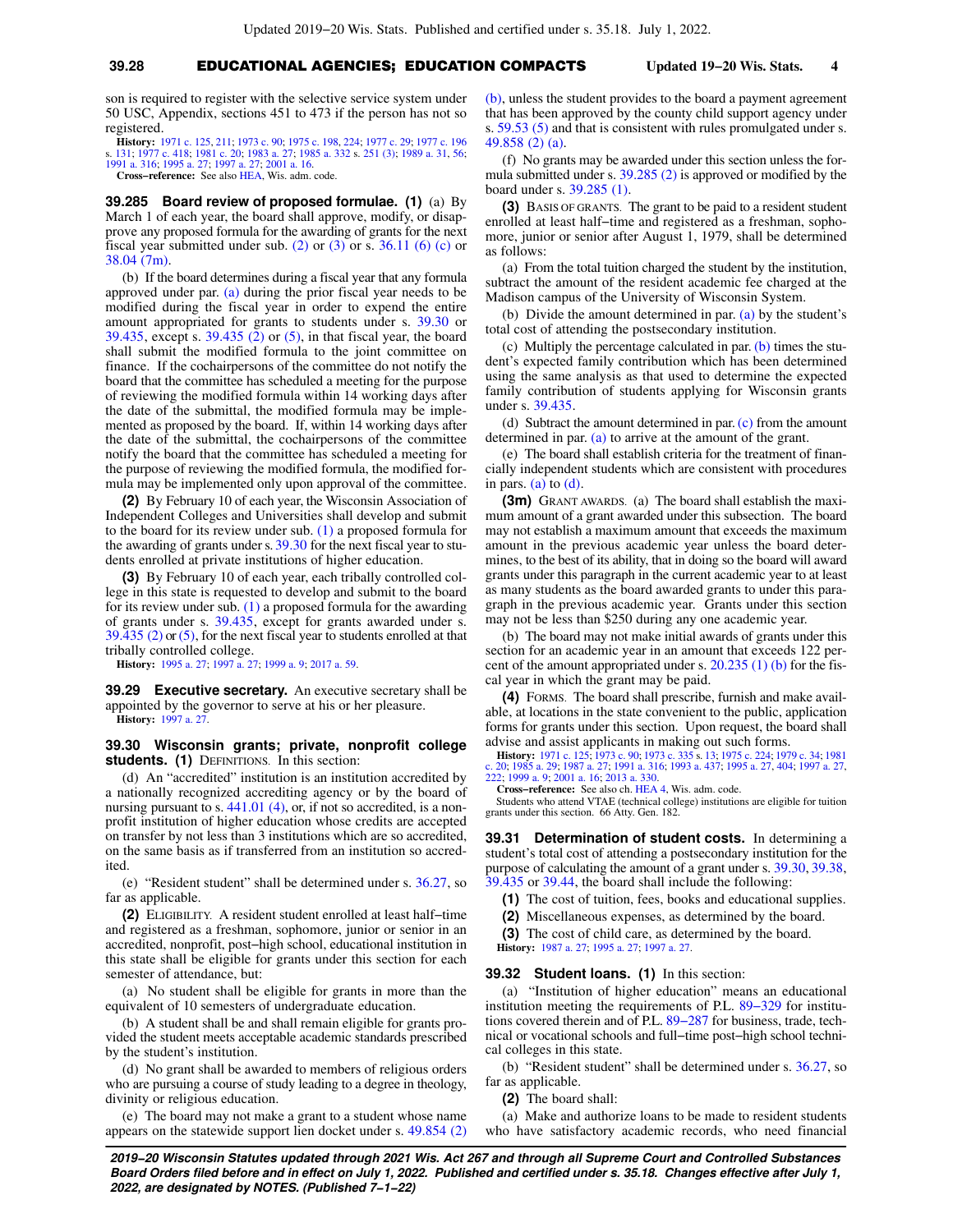son is required to register with the selective service system under 50 USC, Appendix, sections 451 to 473 if the person has not so registered.

**History:** 1971 c. 125, 211; 1973 c. 90; 1975 c. 198, 224; 1977 c. 29; 1977 c. 196 s. 131; 1977 c. 418; 1981 c. 20; 1983 a. 27; 1985 a. 332 s. 251 (3); 1989 a. 31, 56; 1991 a. 316; 1995 a. 27; 1997 a. 27; 2001 a. 16.

**Cross-reference:** See also HEA, Wis. adm. code.

**39.285 Board review of proposed formulae. (1)** (a) By March 1 of each year, the board shall approve, modify, or disapprove any proposed formula for the awarding of grants for the next fiscal year submitted under sub. (2) or (3) or s. 36.11 (6) (c) or 38.04 (7m).

(b) If the board determines during a fiscal year that any formula approved under par. (a) during the prior fiscal year needs to be modified during the fiscal year in order to expend the entire amount appropriated for grants to students under s. 39.30 or 39.435, except s. 39.435 (2) or (5), in that fiscal year, the board shall submit the modified formula to the joint committee on finance. If the cochairpersons of the committee do not notify the board that the committee has scheduled a meeting for the purpose of reviewing the modified formula within 14 working days after the date of the submittal, the modified formula may be implemented as proposed by the board. If, within 14 working days after the date of the submittal, the cochairpersons of the committee notify the board that the committee has scheduled a meeting for the purpose of reviewing the modified formula, the modified formula may be implemented only upon approval of the committee.

**(2)** By February 10 of each year, the Wisconsin Association of Independent Colleges and Universities shall develop and submit to the board for its review under sub. (1) a proposed formula for the awarding of grants under s. 39.30 for the next fiscal year to students enrolled at private institutions of higher education.

**(3)** By February 10 of each year, each tribally controlled college in this state is requested to develop and submit to the board for its review under sub. (1) a proposed formula for the awarding of grants under s. 39.435, except for grants awarded under s. 39.435 (2) or (5), for the next fiscal year to students enrolled at that tribally controlled college.

**History:** 1995 a. 27; 1997 a. 27; 1999 a. 9; 2017 a. 59.

**39.29 Executive secretary.** An executive secretary shall be appointed by the governor to serve at his or her pleasure.

**History:** 1997 a. 27.

**39.30 Wisconsin grants; private, nonprofit college students. (1)** DEFINITIONS. In this section:

(d) An "accredited" institution is an institution accredited by a nationally recognized accrediting agency or by the board of nursing pursuant to s. 441.01 (4), or, if not so accredited, is a nonprofit institution of higher education whose credits are accepted on transfer by not less than 3 institutions which are so accredited, on the same basis as if transferred from an institution so accredited.

(e) "Resident student" shall be determined under s. 36.27, so far as applicable.

**(2)** ELIGIBILITY. A resident student enrolled at least half-time and registered as a freshman, sophomore, junior or senior in an accredited, nonprofit, post-high school, educational institution in this state shall be eligible for grants under this section for each semester of attendance, but:

(a) No student shall be eligible for grants in more than the equivalent of 10 semesters of undergraduate education.

(b) A student shall be and shall remain eligible for grants provided the student meets acceptable academic standards prescribed by the student's institution.

(d) No grant shall be awarded to members of religious orders who are pursuing a course of study leading to a degree in theology, divinity or religious education.

(e) The board may not make a grant to a student whose name appears on the statewide support lien docket under s. 49.854 (2) (b), unless the student provides to the board a payment agreement that has been approved by the county child support agency under s. 59.53 (5) and that is consistent with rules promulgated under s. 49.858 (2) (a).

(f) No grants may be awarded under this section unless the formula submitted under s. 39.285 (2) is approved or modified by the board under s. 39.285 (1).

**(3)** BASIS OF GRANTS. The grant to be paid to a resident student enrolled at least half-time and registered as a freshman, sophomore, junior or senior after August 1, 1979, shall be determined as follows:

(a) From the total tuition charged the student by the institution, subtract the amount of the resident academic fee charged at the Madison campus of the University of Wisconsin System.

(b) Divide the amount determined in par. (a) by the student's total cost of attending the postsecondary institution.

(c) Multiply the percentage calculated in par. (b) times the student's expected family contribution which has been determined using the same analysis as that used to determine the expected family contribution of students applying for Wisconsin grants under s. 39.435.

(d) Subtract the amount determined in par. (c) from the amount determined in par. (a) to arrive at the amount of the grant.

(e) The board shall establish criteria for the treatment of financially independent students which are consistent with procedures in pars. (a) to (d).

**(3m)** GRANT AWARDS. (a) The board shall establish the maximum amount of a grant awarded under this subsection. The board may not establish a maximum amount that exceeds the maximum amount in the previous academic year unless the board determines, to the best of its ability, that in doing so the board will award grants under this paragraph in the current academic year to at least as many students as the board awarded grants to under this paragraph in the previous academic year. Grants under this section may not be less than $250 during any one academic year.

(b) The board may not make initial awards of grants under this section for an academic year in an amount that exceeds 122 percent of the amount appropriated under s. 20.235 (1) (b) for the fiscal year in which the grant may be paid.

**(4)** FORMS. The board shall prescribe, furnish and make available, at locations in the state convenient to the public, application forms for grants under this section. Upon request, the board shall advise and assist applicants in making out such forms.

**History:** 1971 c. 125; 1973 c. 90; 1973 c. 335 s. 13; 1975 c. 224; 1979 c. 34; 1981 c. 20; 1985 a. 29; 1987 a. 27; 1991 a. 316; 1993 a. 437; 1995 a. 27, 404; 1997 a. 27, 222; 1999 a. 9; 2001 a. 16; 2013 a. 330.

**Cross-reference:** See also ch. HEA 4, Wis. adm. code.

Students who attend VTAE (technical college) institutions are eligible for tuition grants under this section. 66 Atty. Gen. 182.

**39.31 Determination of student costs.** In determining a student's total cost of attending a postsecondary institution for the purpose of calculating the amount of a grant under s. 39.30, 39.38, 39.435 or 39.44, the board shall include the following:

**(1)** The cost of tuition, fees, books and educational supplies.

**(2)** Miscellaneous expenses, as determined by the board.

**(3)** The cost of child care, as determined by the board.

**History:** 1987 a. 27; 1995 a. 27; 1997 a. 27.

**39.32 Student loans. (1)** In this section:

(a) "Institution of higher education" means an educational institution meeting the requirements of P.L. 89-329 for institutions covered therein and of P.L. 89-287 for business, trade, technical or vocational schools and full-time post-high school technical colleges in this state.

(b) "Resident student" shall be determined under s. 36.27, so far as applicable.

**(2)** The board shall:

(a) Make and authorize loans to be made to resident students who have satisfactory academic records, who need financial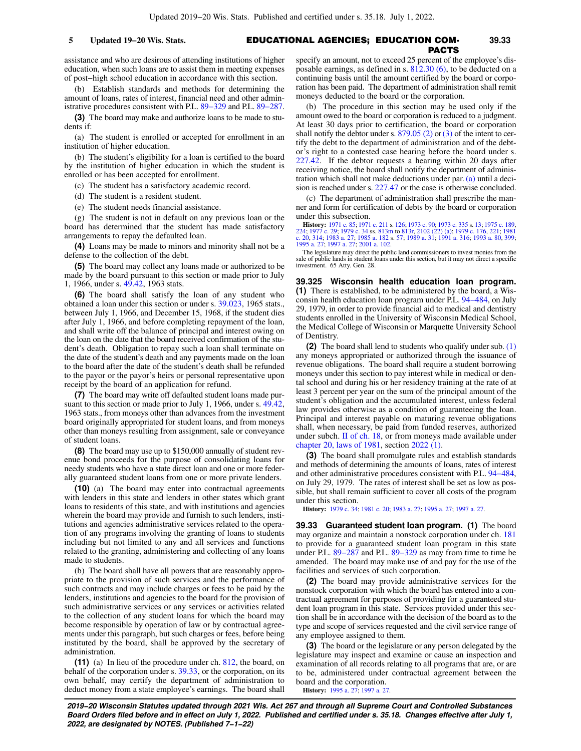assistance and who are desirous of attending institutions of higher education, when such loans are to assist them in meeting expenses of post−high school education in accordance with this section.

(b) Establish standards and methods for determining the amount of loans, rates of interest, financial need and other administrative procedures consistent with P.L. 89−329 and P.L. 89−287.

**(3)** The board may make and authorize loans to be made to students if:

(a) The student is enrolled or accepted for enrollment in an institution of higher education.

(b) The student's eligibility for a loan is certified to the board by the institution of higher education in which the student is enrolled or has been accepted for enrollment.

(c) The student has a satisfactory academic record.

(d) The student is a resident student.

(e) The student needs financial assistance.

(g) The student is not in default on any previous loan or the board has determined that the student has made satisfactory arrangements to repay the defaulted loan.

**(4)** Loans may be made to minors and minority shall not be a defense to the collection of the debt.

**(5)** The board may collect any loans made or authorized to be made by the board pursuant to this section or made prior to July 1, 1966, under s. 49.42, 1963 stats.

**(6)** The board shall satisfy the loan of any student who obtained a loan under this section or under s. 39.023, 1965 stats., between July 1, 1966, and December 15, 1968, if the student dies after July 1, 1966, and before completing repayment of the loan, and shall write off the balance of principal and interest owing on the loan on the date that the board received confirmation of the student's death. Obligation to repay such a loan shall terminate on the date of the student's death and any payments made on the loan to the board after the date of the student's death shall be refunded to the payor or the payor's heirs or personal representative upon receipt by the board of an application for refund.

**(7)** The board may write off defaulted student loans made pursuant to this section or made prior to July 1, 1966, under s. 49.42, 1963 stats., from moneys other than advances from the investment board originally appropriated for student loans, and from moneys other than moneys resulting from assignment, sale or conveyance of student loans.

**(8)** The board may use up to $150,000 annually of student revenue bond proceeds for the purpose of consolidating loans for needy students who have a state direct loan and one or more federally guaranteed student loans from one or more private lenders.

**(10)** (a) The board may enter into contractual agreements with lenders in this state and lenders in other states which grant loans to residents of this state, and with institutions and agencies wherein the board may provide and furnish to such lenders, institutions and agencies administrative services related to the operation of any programs involving the granting of loans to students including but not limited to any and all services and functions related to the granting, administering and collecting of any loans made to students.

(b) The board shall have all powers that are reasonably appropriate to the provision of such services and the performance of such contracts and may include charges or fees to be paid by the lenders, institutions and agencies to the board for the provision of such administrative services or any services or activities related to the collection of any student loans for which the board may become responsible by operation of law or by contractual agreements under this paragraph, but such charges or fees, before being instituted by the board, shall be approved by the secretary of administration.

**(11)** (a) In lieu of the procedure under ch. 812, the board, on behalf of the corporation under s. 39.33, or the corporation, on its own behalf, may certify the department of administration to deduct money from a state employee's earnings. The board shall specify an amount, not to exceed 25 percent of the employee's disposable earnings, as defined in s. 812.30 (6), to be deducted on a continuing basis until the amount certified by the board or corporation has been paid. The department of administration shall remit moneys deducted to the board or the corporation.

(b) The procedure in this section may be used only if the amount owed to the board or corporation is reduced to a judgment. At least 30 days prior to certification, the board or corporation shall notify the debtor under s. 879.05 (2) or (3) of the intent to certify the debt to the department of administration and of the debtor's right to a contested case hearing before the board under s. 227.42. If the debtor requests a hearing within 20 days after receiving notice, the board shall notify the department of administration which shall not make deductions under par. (a) until a decision is reached under s. 227.47 or the case is otherwise concluded.

(c) The department of administration shall prescribe the manner and form for certification of debts by the board or corporation under this subsection.

**History:** 1971 c. 85; 1971 c. 211 s. 126; 1973 c. 90; 1973 c. 335 s. 13; 1975 c. 189, 224; 1977 c. 29; 1979 c. 34 ss. 813m to 813r, 2102 (22) (a); 1979 c. 176, 221; 1981 c. 20, 314; 1983 a. 27; 1985 a. 182 s. 57; 1989 a. 31; 1991 a. 316; 1993 a. 80, 399; 1995 a. 27; 1997 a. 27; 2001 a. 102.

The legislature may direct the public land commissioners to invest monies from the sale of public lands in student loans under this section, but it may not direct a specific investment. 65 Atty. Gen. 28.

## 39.325 Wisconsin health education loan program.

**(1)** There is established, to be administered by the board, a Wisconsin health education loan program under P.L. 94−484, on July 29, 1979, in order to provide financial aid to medical and dentistry students enrolled in the University of Wisconsin Medical School, the Medical College of Wisconsin or Marquette University School of Dentistry.

**(2)** The board shall lend to students who qualify under sub. (1) any moneys appropriated or authorized through the issuance of revenue obligations. The board shall require a student borrowing moneys under this section to pay interest while in medical or dental school and during his or her residency training at the rate of at least 3 percent per year on the sum of the principal amount of the student's obligation and the accumulated interest, unless federal law provides otherwise as a condition of guaranteeing the loan. Principal and interest payable on maturing revenue obligations shall, when necessary, be paid from funded reserves, authorized under subch. II of ch. 18, or from moneys made available under chapter 20, laws of 1981, section 2022 (1).

**(3)** The board shall promulgate rules and establish standards and methods of determining the amounts of loans, rates of interest and other administrative procedures consistent with P.L. 94−484, on July 29, 1979. The rates of interest shall be set as low as possible, but shall remain sufficient to cover all costs of the program under this section.

**History:** 1979 c. 34; 1981 c. 20; 1983 a. 27; 1995 a. 27; 1997 a. 27.

## 39.33 Guaranteed student loan program.

**(1)** The board may organize and maintain a nonstock corporation under ch. 181 to provide for a guaranteed student loan program in this state under P.L. 89−287 and P.L. 89−329 as may from time to time be amended. The board may make use of and pay for the use of the facilities and services of such corporation.

**(2)** The board may provide administrative services for the nonstock corporation with which the board has entered into a contractual agreement for purposes of providing for a guaranteed student loan program in this state. Services provided under this section shall be in accordance with the decision of the board as to the type and scope of services requested and the civil service range of any employee assigned to them.

**(3)** The board or the legislature or any person delegated by the legislature may inspect and examine or cause an inspection and examination of all records relating to all programs that are, or are to be, administered under contractual agreement between the board and the corporation.

**History:** 1995 a. 27; 1997 a. 27.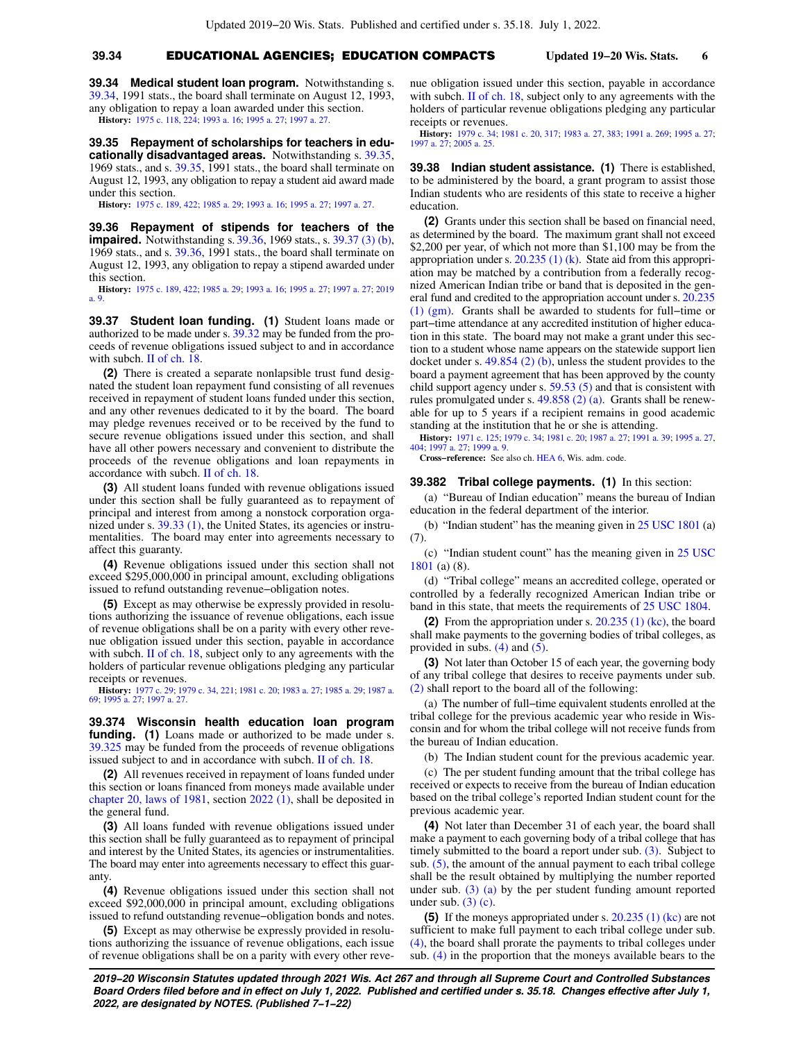**39.34 Medical student loan program.** Notwithstanding s. 39.34, 1991 stats., the board shall terminate on August 12, 1993, any obligation to repay a loan awarded under this section.

**History:** 1975 c. 118, 224; 1993 a. 16; 1995 a. 27; 1997 a. 27.

**39.35 Repayment of scholarships for teachers in educationally disadvantaged areas.** Notwithstanding s. 39.35, 1969 stats., and s. 39.35, 1991 stats., the board shall terminate on August 12, 1993, any obligation to repay a student aid award made under this section.

**History:** 1975 c. 189, 422; 1985 a. 29; 1993 a. 16; 1995 a. 27; 1997 a. 27.

**39.36 Repayment of stipends for teachers of the impaired.** Notwithstanding s. 39.36, 1969 stats., s. 39.37 (3) (b), 1969 stats., and s. 39.36, 1991 stats., the board shall terminate on August 12, 1993, any obligation to repay a stipend awarded under this section.

**History:** 1975 c. 189, 422; 1985 a. 29; 1993 a. 16; 1995 a. 27; 1997 a. 27; 2019 a. 9.

**39.37 Student loan funding.** **(1)** Student loans made or authorized to be made under s. 39.32 may be funded from the proceeds of revenue obligations issued subject to and in accordance with subch. II of ch. 18.

**(2)** There is created a separate nonlapsible trust fund designated the student loan repayment fund consisting of all revenues received in repayment of student loans funded under this section, and any other revenues dedicated to it by the board. The board may pledge revenues received or to be received by the fund to secure revenue obligations issued under this section, and shall have all other powers necessary and convenient to distribute the proceeds of the revenue obligations and loan repayments in accordance with subch. II of ch. 18.

**(3)** All student loans funded with revenue obligations issued under this section shall be fully guaranteed as to repayment of principal and interest from among a nonstock corporation organized under s. 39.33 (1), the United States, its agencies or instrumentalities. The board may enter into agreements necessary to affect this guaranty.

**(4)** Revenue obligations issued under this section shall not exceed $295,000,000 in principal amount, excluding obligations issued to refund outstanding revenue−obligation notes.

**(5)** Except as may otherwise be expressly provided in resolutions authorizing the issuance of revenue obligations, each issue of revenue obligations shall be on a parity with every other revenue obligation issued under this section, payable in accordance with subch. II of ch. 18, subject only to any agreements with the holders of particular revenue obligations pledging any particular receipts or revenues.

**History:** 1977 c. 29; 1979 c. 34, 221; 1981 c. 20; 1983 a. 27; 1985 a. 29; 1987 a. 69; 1995 a. 27; 1997 a. 27.

**39.374 Wisconsin health education loan program funding.** **(1)** Loans made or authorized to be made under s. 39.325 may be funded from the proceeds of revenue obligations issued subject to and in accordance with subch. II of ch. 18.

**(2)** All revenues received in repayment of loans funded under this section or loans financed from moneys made available under chapter 20, laws of 1981, section 2022 (1), shall be deposited in the general fund.

**(3)** All loans funded with revenue obligations issued under this section shall be fully guaranteed as to repayment of principal and interest by the United States, its agencies or instrumentalities. The board may enter into agreements necessary to effect this guaranty.

**(4)** Revenue obligations issued under this section shall not exceed $92,000,000 in principal amount, excluding obligations issued to refund outstanding revenue−obligation bonds and notes.

**(5)** Except as may otherwise be expressly provided in resolutions authorizing the issuance of revenue obligations, each issue of revenue obligations shall be on a parity with every other revenue obligation issued under this section, payable in accordance with subch. II of ch. 18, subject only to any agreements with the holders of particular revenue obligations pledging any particular receipts or revenues.

**History:** 1979 c. 34; 1981 c. 20, 317; 1983 a. 27, 383; 1991 a. 269; 1995 a. 27; 1997 a. 27; 2005 a. 25.

**39.38 Indian student assistance.** **(1)** There is established, to be administered by the board, a grant program to assist those Indian students who are residents of this state to receive a higher education.

**(2)** Grants under this section shall be based on financial need, as determined by the board. The maximum grant shall not exceed $2,200 per year, of which not more than $1,100 may be from the appropriation under s. 20.235 (1) (k). State aid from this appropriation may be matched by a contribution from a federally recognized American Indian tribe or band that is deposited in the general fund and credited to the appropriation account under s. 20.235 (1) (gm). Grants shall be awarded to students for full−time or part−time attendance at any accredited institution of higher education in this state. The board may not make a grant under this section to a student whose name appears on the statewide support lien docket under s. 49.854 (2) (b), unless the student provides to the board a payment agreement that has been approved by the county child support agency under s. 59.53 (5) and that is consistent with rules promulgated under s. 49.858 (2) (a). Grants shall be renewable for up to 5 years if a recipient remains in good academic standing at the institution that he or she is attending.

**History:** 1971 c. 125; 1979 c. 34; 1981 c. 20; 1987 a. 27; 1991 a. 39; 1995 a. 27, 404; 1997 a. 27; 1999 a. 9.

**Cross−reference:** See also ch. HEA 6, Wis. adm. code.

**39.382 Tribal college payments.** **(1)** In this section:

(a) "Bureau of Indian education" means the bureau of Indian education in the federal department of the interior.

(b) "Indian student" has the meaning given in 25 USC 1801 (a) (7).

(c) "Indian student count" has the meaning given in 25 USC 1801 (a) (8).

(d) "Tribal college" means an accredited college, operated or controlled by a federally recognized American Indian tribe or band in this state, that meets the requirements of 25 USC 1804.

**(2)** From the appropriation under s. 20.235 (1) (kc), the board shall make payments to the governing bodies of tribal colleges, as provided in subs. (4) and (5).

**(3)** Not later than October 15 of each year, the governing body of any tribal college that desires to receive payments under sub. (2) shall report to the board all of the following:

(a) The number of full−time equivalent students enrolled at the tribal college for the previous academic year who reside in Wisconsin and for whom the tribal college will not receive funds from the bureau of Indian education.

(b) The Indian student count for the previous academic year.

(c) The per student funding amount that the tribal college has received or expects to receive from the bureau of Indian education based on the tribal college's reported Indian student count for the previous academic year.

**(4)** Not later than December 31 of each year, the board shall make a payment to each governing body of a tribal college that has timely submitted to the board a report under sub. (3). Subject to sub. (5), the amount of the annual payment to each tribal college shall be the result obtained by multiplying the number reported under sub. (3) (a) by the per student funding amount reported under sub. (3) (c).

**(5)** If the moneys appropriated under s. 20.235 (1) (kc) are not sufficient to make full payment to each tribal college under sub. (4), the board shall prorate the payments to tribal colleges under sub. (4) in the proportion that the moneys available bears to the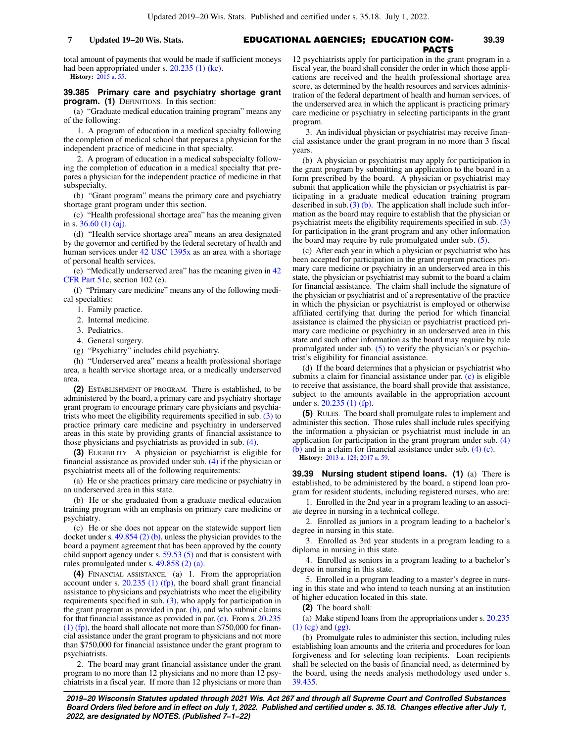total amount of payments that would be made if sufficient moneys had been appropriated under s. 20.235 (1) (kc).

**History:** 2015 a. 55.

**39.385 Primary care and psychiatry shortage grant program. (1)** DEFINITIONS. In this section:

(a) "Graduate medical education training program" means any of the following:

1. A program of education in a medical specialty following the completion of medical school that prepares a physician for the independent practice of medicine in that specialty.

2. A program of education in a medical subspecialty following the completion of education in a medical specialty that prepares a physician for the independent practice of medicine in that subspecialty.

(b) "Grant program" means the primary care and psychiatry shortage grant program under this section.

(c) "Health professional shortage area" has the meaning given in s. 36.60 (1) (aj).

(d) "Health service shortage area" means an area designated by the governor and certified by the federal secretary of health and human services under 42 USC 1395x as an area with a shortage of personal health services.

(e) "Medically underserved area" has the meaning given in 42 CFR Part 51c, section 102 (e).

(f) "Primary care medicine" means any of the following medical specialties:

1. Family practice.

2. Internal medicine.

3. Pediatrics.

4. General surgery.

(g) "Psychiatry" includes child psychiatry.

(h) "Underserved area" means a health professional shortage area, a health service shortage area, or a medically underserved area.

**(2)** ESTABLISHMENT OF PROGRAM. There is established, to be administered by the board, a primary care and psychiatry shortage grant program to encourage primary care physicians and psychiatrists who meet the eligibility requirements specified in sub. (3) to practice primary care medicine and psychiatry in underserved areas in this state by providing grants of financial assistance to those physicians and psychiatrists as provided in sub. (4).

**(3)** ELIGIBILITY. A physician or psychiatrist is eligible for financial assistance as provided under sub. (4) if the physician or psychiatrist meets all of the following requirements:

(a) He or she practices primary care medicine or psychiatry in an underserved area in this state.

(b) He or she graduated from a graduate medical education training program with an emphasis on primary care medicine or psychiatry.

(c) He or she does not appear on the statewide support lien docket under s. 49.854 (2) (b), unless the physician provides to the board a payment agreement that has been approved by the county child support agency under s. 59.53 (5) and that is consistent with rules promulgated under s. 49.858 (2) (a).

**(4)** FINANCIAL ASSISTANCE. (a) 1. From the appropriation account under s. 20.235 (1) (fp), the board shall grant financial assistance to physicians and psychiatrists who meet the eligibility requirements specified in sub. (3), who apply for participation in the grant program as provided in par. (b), and who submit claims for that financial assistance as provided in par. (c). From s. 20.235 (1) (fp), the board shall allocate not more than $750,000 for financial assistance under the grant program to physicians and not more than $750,000 for financial assistance under the grant program to psychiatrists.

2. The board may grant financial assistance under the grant program to no more than 12 physicians and no more than 12 psychiatrists in a fiscal year. If more than 12 physicians or more than 12 psychiatrists apply for participation in the grant program in a fiscal year, the board shall consider the order in which those applications are received and the health professional shortage area score, as determined by the health resources and services administration of the federal department of health and human services, of the underserved area in which the applicant is practicing primary care medicine or psychiatry in selecting participants in the grant program.

3. An individual physician or psychiatrist may receive financial assistance under the grant program in no more than 3 fiscal years.

(b) A physician or psychiatrist may apply for participation in the grant program by submitting an application to the board in a form prescribed by the board. A physician or psychiatrist may submit that application while the physician or psychiatrist is participating in a graduate medical education training program described in sub. (3) (b). The application shall include such information as the board may require to establish that the physician or psychiatrist meets the eligibility requirements specified in sub. (3) for participation in the grant program and any other information the board may require by rule promulgated under sub. (5).

(c) After each year in which a physician or psychiatrist who has been accepted for participation in the grant program practices primary care medicine or psychiatry in an underserved area in this state, the physician or psychiatrist may submit to the board a claim for financial assistance. The claim shall include the signature of the physician or psychiatrist and of a representative of the practice in which the physician or psychiatrist is employed or otherwise affiliated certifying that during the period for which financial assistance is claimed the physician or psychiatrist practiced primary care medicine or psychiatry in an underserved area in this state and such other information as the board may require by rule promulgated under sub. (5) to verify the physician's or psychiatrist's eligibility for financial assistance.

(d) If the board determines that a physician or psychiatrist who submits a claim for financial assistance under par. (c) is eligible to receive that assistance, the board shall provide that assistance, subject to the amounts available in the appropriation account under s. 20.235 (1) (fp).

**(5)** RULES. The board shall promulgate rules to implement and administer this section. Those rules shall include rules specifying the information a physician or psychiatrist must include in an application for participation in the grant program under sub. (4) (b) and in a claim for financial assistance under sub. (4) (c).

**History:** 2013 a. 128; 2017 a. 59.

**39.39 Nursing student stipend loans. (1)** (a) There is established, to be administered by the board, a stipend loan program for resident students, including registered nurses, who are:

1. Enrolled in the 2nd year in a program leading to an associate degree in nursing in a technical college.

2. Enrolled as juniors in a program leading to a bachelor's degree in nursing in this state.

3. Enrolled as 3rd year students in a program leading to a diploma in nursing in this state.

4. Enrolled as seniors in a program leading to a bachelor's degree in nursing in this state.

5. Enrolled in a program leading to a master's degree in nursing in this state and who intend to teach nursing at an institution of higher education located in this state.

**(2)** The board shall:

(a) Make stipend loans from the appropriations under s. 20.235 (1) (cg) and (gg).

(b) Promulgate rules to administer this section, including rules establishing loan amounts and the criteria and procedures for loan forgiveness and for selecting loan recipients. Loan recipients shall be selected on the basis of financial need, as determined by the board, using the needs analysis methodology used under s. 39.435.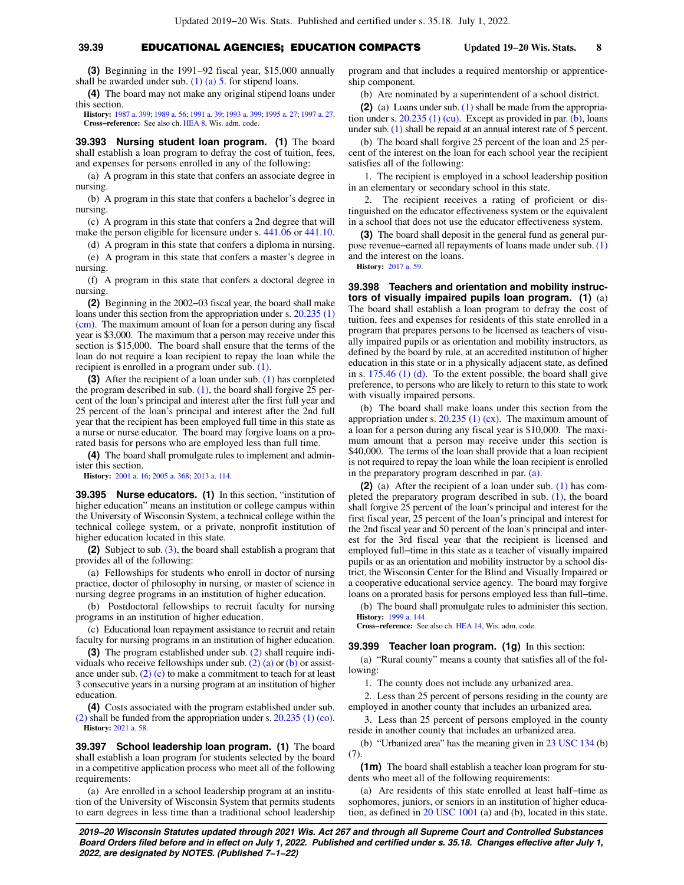**(3)** Beginning in the 1991–92 fiscal year, $15,000 annually shall be awarded under sub. (1) (a) 5. for stipend loans.

**(4)** The board may not make any original stipend loans under this section.

**History:** 1987 a. 399; 1989 a. 56; 1991 a. 39; 1993 a. 399; 1995 a. 27; 1997 a. 27.

**Cross−reference:** See also ch. HEA 8, Wis. adm. code.

**39.393 Nursing student loan program. (1)** The board shall establish a loan program to defray the cost of tuition, fees, and expenses for persons enrolled in any of the following:

(a) A program in this state that confers an associate degree in nursing.

(b) A program in this state that confers a bachelor's degree in nursing.

(c) A program in this state that confers a 2nd degree that will make the person eligible for licensure under s. 441.06 or 441.10.

(d) A program in this state that confers a diploma in nursing.

(e) A program in this state that confers a master's degree in nursing.

(f) A program in this state that confers a doctoral degree in nursing.

**(2)** Beginning in the 2002–03 fiscal year, the board shall make loans under this section from the appropriation under s. 20.235 (1) (cm). The maximum amount of loan for a person during any fiscal year is $3,000. The maximum that a person may receive under this section is $15,000. The board shall ensure that the terms of the loan do not require a loan recipient to repay the loan while the recipient is enrolled in a program under sub. (1).

**(3)** After the recipient of a loan under sub. (1) has completed the program described in sub. (1), the board shall forgive 25 percent of the loan's principal and interest after the first full year and 25 percent of the loan's principal and interest after the 2nd full year that the recipient has been employed full time in this state as a nurse or nurse educator. The board may forgive loans on a prorated basis for persons who are employed less than full time.

**(4)** The board shall promulgate rules to implement and administer this section.

**History:** 2001 a. 16; 2005 a. 368; 2013 a. 114.

**39.395 Nurse educators. (1)** In this section, "institution of higher education" means an institution or college campus within the University of Wisconsin System, a technical college within the technical college system, or a private, nonprofit institution of higher education located in this state.

**(2)** Subject to sub. (3), the board shall establish a program that provides all of the following:

(a) Fellowships for students who enroll in doctor of nursing practice, doctor of philosophy in nursing, or master of science in nursing degree programs in an institution of higher education.

(b) Postdoctoral fellowships to recruit faculty for nursing programs in an institution of higher education.

(c) Educational loan repayment assistance to recruit and retain faculty for nursing programs in an institution of higher education.

**(3)** The program established under sub. (2) shall require individuals who receive fellowships under sub. (2) (a) or (b) or assistance under sub. (2) (c) to make a commitment to teach for at least 3 consecutive years in a nursing program at an institution of higher education.

**(4)** Costs associated with the program established under sub. (2) shall be funded from the appropriation under s. 20.235 (1) (co).

**History:** 2021 a. 58.

**39.397 School leadership loan program. (1)** The board shall establish a loan program for students selected by the board in a competitive application process who meet all of the following requirements:

(a) Are enrolled in a school leadership program at an institution of the University of Wisconsin System that permits students to earn degrees in less time than a traditional school leadership program and that includes a required mentorship or apprenticeship component.

(b) Are nominated by a superintendent of a school district.

**(2)** (a) Loans under sub. (1) shall be made from the appropriation under s. 20.235 (1) (cu). Except as provided in par. (b), loans under sub. (1) shall be repaid at an annual interest rate of 5 percent.

(b) The board shall forgive 25 percent of the loan and 25 percent of the interest on the loan for each school year the recipient satisfies all of the following:

1. The recipient is employed in a school leadership position in an elementary or secondary school in this state.

2. The recipient receives a rating of proficient or distinguished on the educator effectiveness system or the equivalent in a school that does not use the educator effectiveness system.

**(3)** The board shall deposit in the general fund as general purpose revenue−earned all repayments of loans made under sub. (1) and the interest on the loans.

**History:** 2017 a. 59.

**39.398 Teachers and orientation and mobility instructors of visually impaired pupils loan program. (1)** (a) The board shall establish a loan program to defray the cost of tuition, fees and expenses for residents of this state enrolled in a program that prepares persons to be licensed as teachers of visually impaired pupils or as orientation and mobility instructors, as defined by the board by rule, at an accredited institution of higher education in this state or in a physically adjacent state, as defined in s. 175.46 (1) (d). To the extent possible, the board shall give preference, to persons who are likely to return to this state to work with visually impaired persons.

(b) The board shall make loans under this section from the appropriation under s. 20.235 (1) (cx). The maximum amount of a loan for a person during any fiscal year is $10,000. The maximum amount that a person may receive under this section is $40,000. The terms of the loan shall provide that a loan recipient is not required to repay the loan while the loan recipient is enrolled in the preparatory program described in par. (a).

**(2)** (a) After the recipient of a loan under sub. (1) has completed the preparatory program described in sub. (1), the board shall forgive 25 percent of the loan's principal and interest for the first fiscal year, 25 percent of the loan's principal and interest for the 2nd fiscal year and 50 percent of the loan's principal and interest for the 3rd fiscal year that the recipient is licensed and employed full−time in this state as a teacher of visually impaired pupils or as an orientation and mobility instructor by a school district, the Wisconsin Center for the Blind and Visually Impaired or a cooperative educational service agency. The board may forgive loans on a prorated basis for persons employed less than full−time.

(b) The board shall promulgate rules to administer this section.

**History:** 1999 a. 144.

**Cross−reference:** See also ch. HEA 14, Wis. adm. code.

**39.399 Teacher loan program. (1g)** In this section:

(a) "Rural county" means a county that satisfies all of the following:

1. The county does not include any urbanized area.

2. Less than 25 percent of persons residing in the county are employed in another county that includes an urbanized area.

3. Less than 25 percent of persons employed in the county reside in another county that includes an urbanized area.

(b) "Urbanized area" has the meaning given in 23 USC 134 (b) (7).

**(1m)** The board shall establish a teacher loan program for students who meet all of the following requirements:

(a) Are residents of this state enrolled at least half−time as sophomores, juniors, or seniors in an institution of higher education, as defined in 20 USC 1001 (a) and (b), located in this state.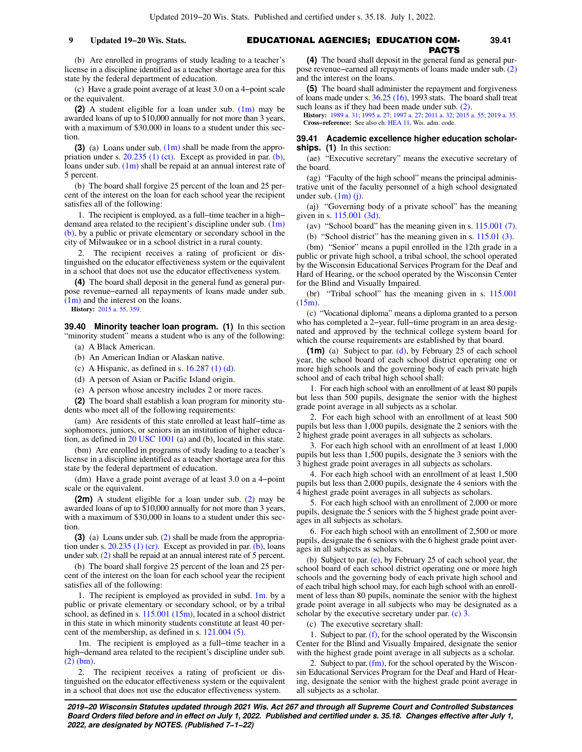(b) Are enrolled in programs of study leading to a teacher's license in a discipline identified as a teacher shortage area for this state by the federal department of education.

(c) Have a grade point average of at least 3.0 on a 4−point scale or the equivalent.

**(2)** A student eligible for a loan under sub. (1m) may be awarded loans of up to $10,000 annually for not more than 3 years, with a maximum of $30,000 in loans to a student under this section.

**(3)** (a) Loans under sub. (1m) shall be made from the appropriation under s. 20.235 (1) (ct). Except as provided in par. (b), loans under sub. (1m) shall be repaid at an annual interest rate of 5 percent.

(b) The board shall forgive 25 percent of the loan and 25 percent of the interest on the loan for each school year the recipient satisfies all of the following:

1. The recipient is employed, as a full−time teacher in a high−demand area related to the recipient's discipline under sub. (1m) (b), by a public or private elementary or secondary school in the city of Milwaukee or in a school district in a rural county.

2. The recipient receives a rating of proficient or distinguished on the educator effectiveness system or the equivalent in a school that does not use the educator effectiveness system.

**(4)** The board shall deposit in the general fund as general purpose revenue−earned all repayments of loans made under sub. (1m) and the interest on the loans.

**History:** 2015 a. 55, 359.

**39.40 Minority teacher loan program. (1)** In this section "minority student" means a student who is any of the following:

(a) A Black American.

(b) An American Indian or Alaskan native.

(c) A Hispanic, as defined in s. 16.287 (1) (d).

(d) A person of Asian or Pacific Island origin.

(e) A person whose ancestry includes 2 or more races.

**(2)** The board shall establish a loan program for minority students who meet all of the following requirements:

(am) Are residents of this state enrolled at least half−time as sophomores, juniors, or seniors in an institution of higher education, as defined in 20 USC 1001 (a) and (b), located in this state.

(bm) Are enrolled in programs of study leading to a teacher's license in a discipline identified as a teacher shortage area for this state by the federal department of education.

(dm) Have a grade point average of at least 3.0 on a 4−point scale or the equivalent.

**(2m)** A student eligible for a loan under sub. (2) may be awarded loans of up to $10,000 annually for not more than 3 years, with a maximum of $30,000 in loans to a student under this section.

**(3)** (a) Loans under sub. (2) shall be made from the appropriation under s. 20.235 (1) (cr). Except as provided in par. (b), loans under sub. (2) shall be repaid at an annual interest rate of 5 percent.

(b) The board shall forgive 25 percent of the loan and 25 percent of the interest on the loan for each school year the recipient satisfies all of the following:

1. The recipient is employed as provided in subd. 1m. by a public or private elementary or secondary school, or by a tribal school, as defined in s. 115.001 (15m), located in a school district in this state in which minority students constitute at least 40 percent of the membership, as defined in s. 121.004 (5).

1m. The recipient is employed as a full−time teacher in a high−demand area related to the recipient's discipline under sub. (2) (bm).

2. The recipient receives a rating of proficient or distinguished on the educator effectiveness system or the equivalent in a school that does not use the educator effectiveness system.

**(4)** The board shall deposit in the general fund as general purpose revenue−earned all repayments of loans made under sub. (2) and the interest on the loans.

**(5)** The board shall administer the repayment and forgiveness of loans made under s. 36.25 (16), 1993 stats. The board shall treat such loans as if they had been made under sub. (2).

**History:** 1989 a. 31; 1995 a. 27; 1997 a. 27; 2011 a. 32; 2015 a. 55; 2019 a. 35.

**Cross−reference:** See also ch. HEA 11, Wis. adm. code.

**39.41 Academic excellence higher education scholarships. (1)** In this section:

(ae) "Executive secretary" means the executive secretary of the board.

(ag) "Faculty of the high school" means the principal administrative unit of the faculty personnel of a high school designated under sub. (1m) (j).

(aj) "Governing body of a private school" has the meaning given in s. 115.001 (3d).

(av) "School board" has the meaning given in s. 115.001 (7).

(b) "School district" has the meaning given in s. 115.01 (3).

(bm) "Senior" means a pupil enrolled in the 12th grade in a public or private high school, a tribal school, the school operated by the Wisconsin Educational Services Program for the Deaf and Hard of Hearing, or the school operated by the Wisconsin Center for the Blind and Visually Impaired.

(br) "Tribal school" has the meaning given in s. 115.001 (15m).

(c) "Vocational diploma" means a diploma granted to a person who has completed a 2−year, full−time program in an area designated and approved by the technical college system board for which the course requirements are established by that board.

**(1m)** (a) Subject to par. (d), by February 25 of each school year, the school board of each school district operating one or more high schools and the governing body of each private high school and of each tribal high school shall:

1. For each high school with an enrollment of at least 80 pupils but less than 500 pupils, designate the senior with the highest grade point average in all subjects as a scholar.

2. For each high school with an enrollment of at least 500 pupils but less than 1,000 pupils, designate the 2 seniors with the 2 highest grade point averages in all subjects as scholars.

3. For each high school with an enrollment of at least 1,000 pupils but less than 1,500 pupils, designate the 3 seniors with the 3 highest grade point averages in all subjects as scholars.

4. For each high school with an enrollment of at least 1,500 pupils but less than 2,000 pupils, designate the 4 seniors with the 4 highest grade point averages in all subjects as scholars.

5. For each high school with an enrollment of 2,000 or more pupils, designate the 5 seniors with the 5 highest grade point averages in all subjects as scholars.

6. For each high school with an enrollment of 2,500 or more pupils, designate the 6 seniors with the 6 highest grade point averages in all subjects as scholars.

(b) Subject to par. (e), by February 25 of each school year, the school board of each school district operating one or more high schools and the governing body of each private high school and of each tribal high school may, for each high school with an enrollment of less than 80 pupils, nominate the senior with the highest grade point average in all subjects who may be designated as a scholar by the executive secretary under par. (c) 3.

(c) The executive secretary shall:

1. Subject to par. (f), for the school operated by the Wisconsin Center for the Blind and Visually Impaired, designate the senior with the highest grade point average in all subjects as a scholar.

2. Subject to par. (fm), for the school operated by the Wisconsin Educational Services Program for the Deaf and Hard of Hearing, designate the senior with the highest grade point average in all subjects as a scholar.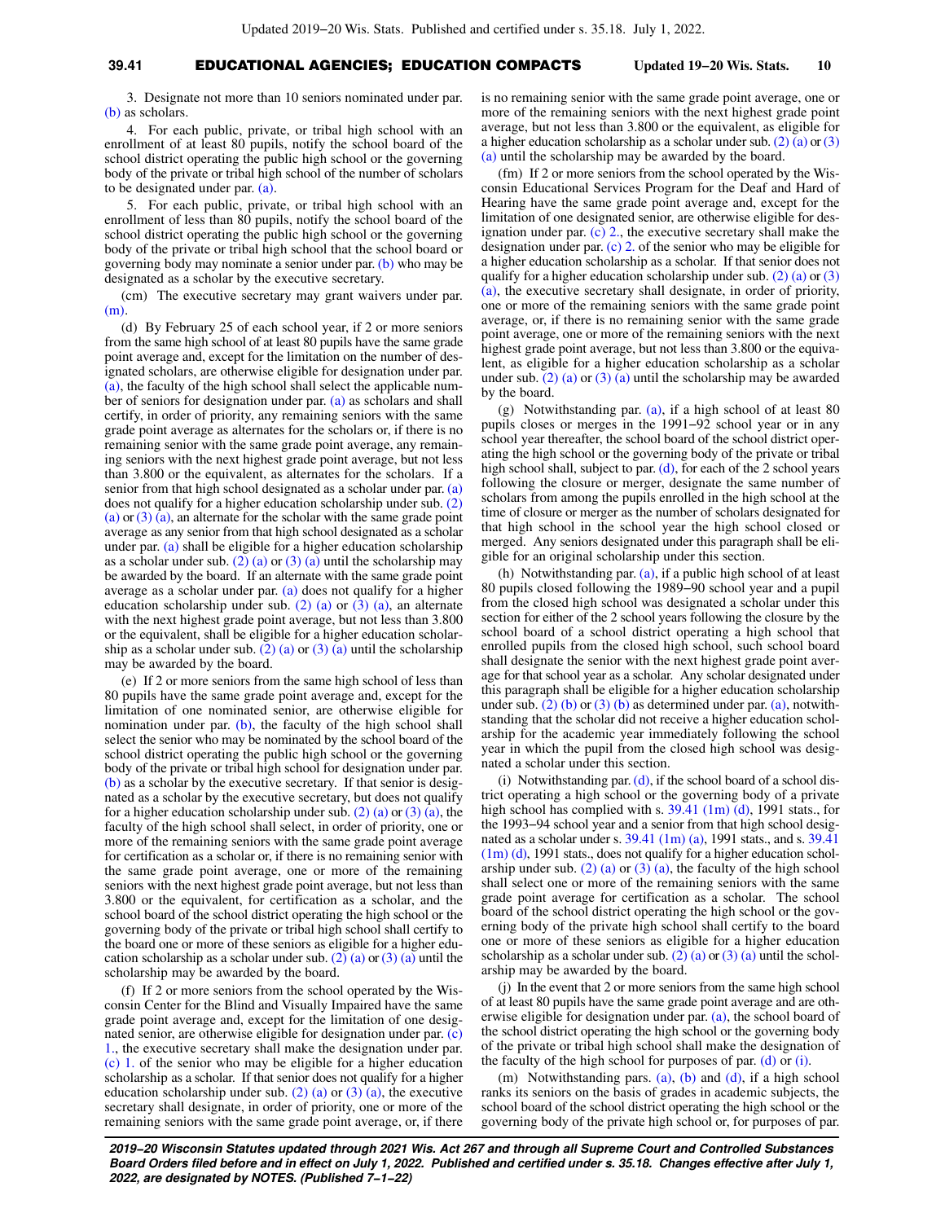3. Designate not more than 10 seniors nominated under par. (b) as scholars.

4. For each public, private, or tribal high school with an enrollment of at least 80 pupils, notify the school board of the school district operating the public high school or the governing body of the private or tribal high school of the number of scholars to be designated under par. (a).

5. For each public, private, or tribal high school with an enrollment of less than 80 pupils, notify the school board of the school district operating the public high school or the governing body of the private or tribal high school that the school board or governing body may nominate a senior under par. (b) who may be designated as a scholar by the executive secretary.

(cm) The executive secretary may grant waivers under par. (m).

(d) By February 25 of each school year, if 2 or more seniors from the same high school of at least 80 pupils have the same grade point average and, except for the limitation on the number of designated scholars, are otherwise eligible for designation under par. (a), the faculty of the high school shall select the applicable number of seniors for designation under par. (a) as scholars and shall certify, in order of priority, any remaining seniors with the same grade point average as alternates for the scholars or, if there is no remaining senior with the same grade point average, any remaining seniors with the next highest grade point average, but not less than 3.800 or the equivalent, as alternates for the scholars. If a senior from that high school designated as a scholar under par. (a) does not qualify for a higher education scholarship under sub. (2) (a) or (3) (a), an alternate for the scholar with the same grade point average as any senior from that high school designated as a scholar under par. (a) shall be eligible for a higher education scholarship as a scholar under sub. (2) (a) or (3) (a) until the scholarship may be awarded by the board. If an alternate with the same grade point average as a scholar under par. (a) does not qualify for a higher education scholarship under sub. (2) (a) or (3) (a), an alternate with the next highest grade point average, but not less than 3.800 or the equivalent, shall be eligible for a higher education scholarship as a scholar under sub. (2) (a) or (3) (a) until the scholarship may be awarded by the board.

(e) If 2 or more seniors from the same high school of less than 80 pupils have the same grade point average and, except for the limitation of one nominated senior, are otherwise eligible for nomination under par. (b), the faculty of the high school shall select the senior who may be nominated by the school board of the school district operating the public high school or the governing body of the private or tribal high school for designation under par. (b) as a scholar by the executive secretary. If that senior is designated as a scholar by the executive secretary, but does not qualify for a higher education scholarship under sub. (2) (a) or (3) (a), the faculty of the high school shall select, in order of priority, one or more of the remaining seniors with the same grade point average for certification as a scholar or, if there is no remaining senior with the same grade point average, one or more of the remaining seniors with the next highest grade point average, but not less than 3.800 or the equivalent, for certification as a scholar, and the school board of the school district operating the high school or the governing body of the private or tribal high school shall certify to the board one or more of these seniors as eligible for a higher education scholarship as a scholar under sub. (2) (a) or (3) (a) until the scholarship may be awarded by the board.

(f) If 2 or more seniors from the school operated by the Wisconsin Center for the Blind and Visually Impaired have the same grade point average and, except for the limitation of one designated senior, are otherwise eligible for designation under par. (c) 1., the executive secretary shall make the designation under par. (c) 1. of the senior who may be eligible for a higher education scholarship as a scholar. If that senior does not qualify for a higher education scholarship under sub. (2) (a) or (3) (a), the executive secretary shall designate, in order of priority, one or more of the remaining seniors with the same grade point average, or, if there is no remaining senior with the same grade point average, one or more of the remaining seniors with the next highest grade point average, but not less than 3.800 or the equivalent, as eligible for a higher education scholarship as a scholar under sub. (2) (a) or (3) (a) until the scholarship may be awarded by the board.

(fm) If 2 or more seniors from the school operated by the Wisconsin Educational Services Program for the Deaf and Hard of Hearing have the same grade point average and, except for the limitation of one designated senior, are otherwise eligible for designation under par. (c) 2., the executive secretary shall make the designation under par. (c) 2. of the senior who may be eligible for a higher education scholarship as a scholar. If that senior does not qualify for a higher education scholarship under sub. (2) (a) or (3) (a), the executive secretary shall designate, in order of priority, one or more of the remaining seniors with the same grade point average, or, if there is no remaining senior with the same grade point average, one or more of the remaining seniors with the next highest grade point average, but not less than 3.800 or the equivalent, as eligible for a higher education scholarship as a scholar under sub. (2) (a) or (3) (a) until the scholarship may be awarded by the board.

(g) Notwithstanding par. (a), if a high school of at least 80 pupils closes or merges in the 1991–92 school year or in any school year thereafter, the school board of the school district operating the high school or the governing body of the private or tribal high school shall, subject to par. (d), for each of the 2 school years following the closure or merger, designate the same number of scholars from among the pupils enrolled in the high school at the time of closure or merger as the number of scholars designated for that high school in the school year the high school closed or merged. Any seniors designated under this paragraph shall be eligible for an original scholarship under this section.

(h) Notwithstanding par. (a), if a public high school of at least 80 pupils closed following the 1989–90 school year and a pupil from the closed high school was designated a scholar under this section for either of the 2 school years following the closure by the school board of a school district operating a high school that enrolled pupils from the closed high school, such school board shall designate the senior with the next highest grade point average for that school year as a scholar. Any scholar designated under this paragraph shall be eligible for a higher education scholarship under sub. (2) (b) or (3) (b) as determined under par. (a), notwithstanding that the scholar did not receive a higher education scholarship for the academic year immediately following the school year in which the pupil from the closed high school was designated a scholar under this section.

(i) Notwithstanding par. (d), if the school board of a school district operating a high school or the governing body of a private high school has complied with s. 39.41 (1m) (d), 1991 stats., for the 1993–94 school year and a senior from that high school designated as a scholar under s. 39.41 (1m) (a), 1991 stats., and s. 39.41 (1m) (d), 1991 stats., does not qualify for a higher education scholarship under sub. (2) (a) or (3) (a), the faculty of the high school shall select one or more of the remaining seniors with the same grade point average for certification as a scholar. The school board of the school district operating the high school or the governing body of the private high school shall certify to the board one or more of these seniors as eligible for a higher education scholarship as a scholar under sub. (2) (a) or (3) (a) until the scholarship may be awarded by the board.

(j) In the event that 2 or more seniors from the same high school of at least 80 pupils have the same grade point average and are otherwise eligible for designation under par. (a), the school board of the school district operating the high school or the governing body of the private or tribal high school shall make the designation of the faculty of the high school for purposes of par. (d) or (i).

(m) Notwithstanding pars. (a), (b) and (d), if a high school ranks its seniors on the basis of grades in academic subjects, the school board of the school district operating the high school or the governing body of the private high school or, for purposes of par.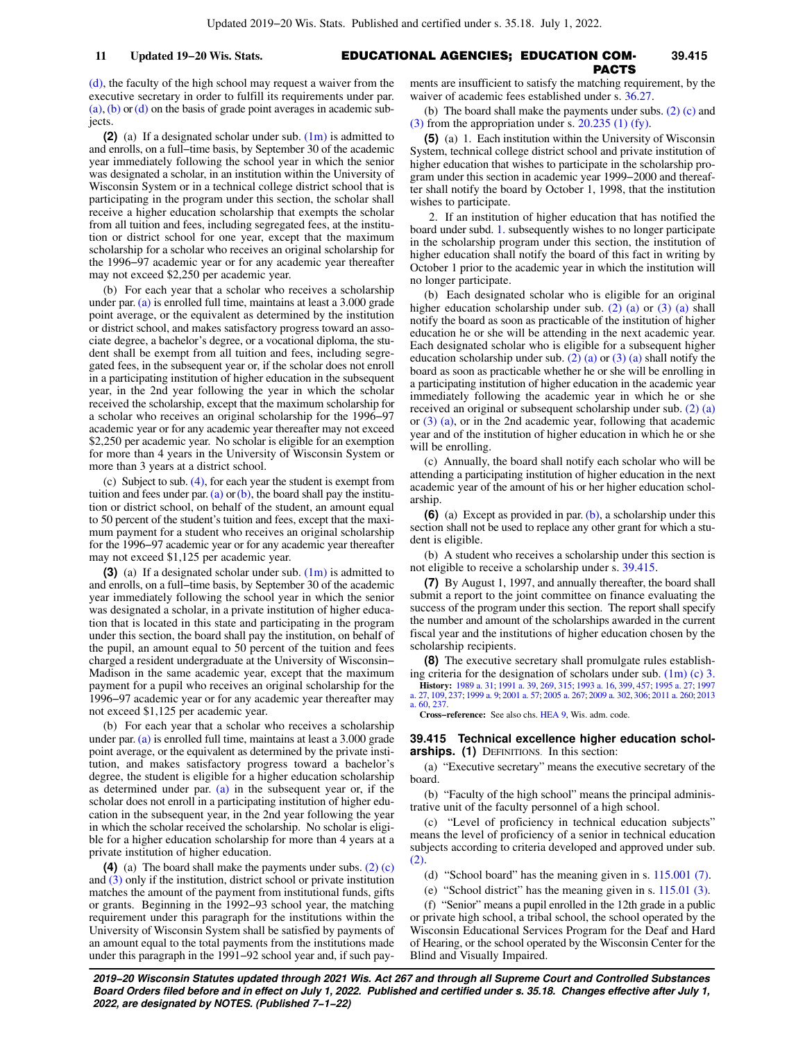(d), the faculty of the high school may request a waiver from the executive secretary in order to fulfill its requirements under par. (a), (b) or (d) on the basis of grade point averages in academic subjects.

**(2)** (a) If a designated scholar under sub. (1m) is admitted to and enrolls, on a full−time basis, by September 30 of the academic year immediately following the school year in which the senior was designated a scholar, in an institution within the University of Wisconsin System or in a technical college district school that is participating in the program under this section, the scholar shall receive a higher education scholarship that exempts the scholar from all tuition and fees, including segregated fees, at the institution or district school for one year, except that the maximum scholarship for a scholar who receives an original scholarship for the 1996−97 academic year or for any academic year thereafter may not exceed $2,250 per academic year.

(b) For each year that a scholar who receives a scholarship under par. (a) is enrolled full time, maintains at least a 3.000 grade point average, or the equivalent as determined by the institution or district school, and makes satisfactory progress toward an associate degree, a bachelor's degree, or a vocational diploma, the student shall be exempt from all tuition and fees, including segregated fees, in the subsequent year or, if the scholar does not enroll in a participating institution of higher education in the subsequent year, in the 2nd year following the year in which the scholar received the scholarship, except that the maximum scholarship for a scholar who receives an original scholarship for the 1996−97 academic year or for any academic year thereafter may not exceed $2,250 per academic year. No scholar is eligible for an exemption for more than 4 years in the University of Wisconsin System or more than 3 years at a district school.

(c) Subject to sub. (4), for each year the student is exempt from tuition and fees under par. (a) or (b), the board shall pay the institution or district school, on behalf of the student, an amount equal to 50 percent of the student's tuition and fees, except that the maximum payment for a student who receives an original scholarship for the 1996−97 academic year or for any academic year thereafter may not exceed $1,125 per academic year.

**(3)** (a) If a designated scholar under sub. (1m) is admitted to and enrolls, on a full−time basis, by September 30 of the academic year immediately following the school year in which the senior was designated a scholar, in a private institution of higher education that is located in this state and participating in the program under this section, the board shall pay the institution, on behalf of the pupil, an amount equal to 50 percent of the tuition and fees charged a resident undergraduate at the University of Wisconsin−Madison in the same academic year, except that the maximum payment for a pupil who receives an original scholarship for the 1996−97 academic year or for any academic year thereafter may not exceed $1,125 per academic year.

(b) For each year that a scholar who receives a scholarship under par. (a) is enrolled full time, maintains at least a 3.000 grade point average, or the equivalent as determined by the private institution, and makes satisfactory progress toward a bachelor's degree, the student is eligible for a higher education scholarship as determined under par. (a) in the subsequent year or, if the scholar does not enroll in a participating institution of higher education in the subsequent year, in the 2nd year following the year in which the scholar received the scholarship. No scholar is eligible for a higher education scholarship for more than 4 years at a private institution of higher education.

**(4)** (a) The board shall make the payments under subs. (2) (c) and (3) only if the institution, district school or private institution matches the amount of the payment from institutional funds, gifts or grants. Beginning in the 1992−93 school year, the matching requirement under this paragraph for the institutions within the University of Wisconsin System shall be satisfied by payments of an amount equal to the total payments from the institutions made under this paragraph in the 1991−92 school year and, if such payments are insufficient to satisfy the matching requirement, by the waiver of academic fees established under s. 36.27.

(b) The board shall make the payments under subs. (2) (c) and (3) from the appropriation under s. 20.235 (1) (fy).

**(5)** (a) 1. Each institution within the University of Wisconsin System, technical college district school and private institution of higher education that wishes to participate in the scholarship program under this section in academic year 1999−2000 and thereafter shall notify the board by October 1, 1998, that the institution wishes to participate.

2. If an institution of higher education that has notified the board under subd. 1. subsequently wishes to no longer participate in the scholarship program under this section, the institution of higher education shall notify the board of this fact in writing by October 1 prior to the academic year in which the institution will no longer participate.

(b) Each designated scholar who is eligible for an original higher education scholarship under sub. (2) (a) or (3) (a) shall notify the board as soon as practicable of the institution of higher education he or she will be attending in the next academic year. Each designated scholar who is eligible for a subsequent higher education scholarship under sub. (2) (a) or (3) (a) shall notify the board as soon as practicable whether he or she will be enrolling in a participating institution of higher education in the academic year immediately following the academic year in which he or she received an original or subsequent scholarship under sub. (2) (a) or (3) (a), or in the 2nd academic year, following that academic year and of the institution of higher education in which he or she will be enrolling.

(c) Annually, the board shall notify each scholar who will be attending a participating institution of higher education in the next academic year of the amount of his or her higher education scholarship.

**(6)** (a) Except as provided in par. (b), a scholarship under this section shall not be used to replace any other grant for which a student is eligible.

(b) A student who receives a scholarship under this section is not eligible to receive a scholarship under s. 39.415.

**(7)** By August 1, 1997, and annually thereafter, the board shall submit a report to the joint committee on finance evaluating the success of the program under this section. The report shall specify the number and amount of the scholarships awarded in the current fiscal year and the institutions of higher education chosen by the scholarship recipients.

**(8)** The executive secretary shall promulgate rules establishing criteria for the designation of scholars under sub. (1m) (c) 3.

**History:** 1989 a. 31; 1991 a. 39, 269, 315; 1993 a. 16, 399, 457; 1995 a. 27; 1997 a. 27, 109, 237; 1999 a. 9; 2001 a. 57; 2005 a. 267; 2009 a. 302, 306; 2011 a. 260; 2013 a. 60, 237.

**Cross−reference:** See also chs. HEA 9, Wis. adm. code.

### 39.415 Technical excellence higher education scholarships.

**(1)** DEFINITIONS. In this section:

(a) "Executive secretary" means the executive secretary of the board.

(b) "Faculty of the high school" means the principal administrative unit of the faculty personnel of a high school.

(c) "Level of proficiency in technical education subjects" means the level of proficiency of a senior in technical education subjects according to criteria developed and approved under sub. (2).

(d) "School board" has the meaning given in s. 115.001 (7).

(e) "School district" has the meaning given in s. 115.01 (3).

(f) "Senior" means a pupil enrolled in the 12th grade in a public or private high school, a tribal school, the school operated by the Wisconsin Educational Services Program for the Deaf and Hard of Hearing, or the school operated by the Wisconsin Center for the Blind and Visually Impaired.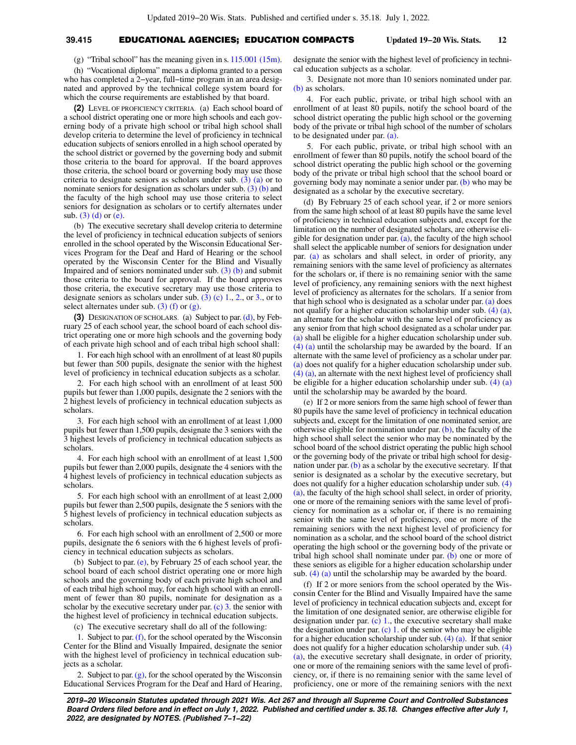(g) "Tribal school" has the meaning given in s. 115.001 (15m).

(h) "Vocational diploma" means a diploma granted to a person who has completed a 2−year, full−time program in an area designated and approved by the technical college system board for which the course requirements are established by that board.

**(2)** LEVEL OF PROFICIENCY CRITERIA. (a) Each school board of a school district operating one or more high schools and each governing body of a private high school or tribal high school shall develop criteria to determine the level of proficiency in technical education subjects of seniors enrolled in a high school operated by the school district or governed by the governing body and submit those criteria to the board for approval. If the board approves those criteria, the school board or governing body may use those criteria to designate seniors as scholars under sub. (3) (a) or to nominate seniors for designation as scholars under sub. (3) (b) and the faculty of the high school may use those criteria to select seniors for designation as scholars or to certify alternates under sub. (3) (d) or (e).

(b) The executive secretary shall develop criteria to determine the level of proficiency in technical education subjects of seniors enrolled in the school operated by the Wisconsin Educational Services Program for the Deaf and Hard of Hearing or the school operated by the Wisconsin Center for the Blind and Visually Impaired and of seniors nominated under sub. (3) (b) and submit those criteria to the board for approval. If the board approves those criteria, the executive secretary may use those criteria to designate seniors as scholars under sub. (3) (c) 1., 2., or 3., or to select alternates under sub. (3) (f) or (g).

**(3)** DESIGNATION OF SCHOLARS. (a) Subject to par. (d), by February 25 of each school year, the school board of each school district operating one or more high schools and the governing body of each private high school and of each tribal high school shall:

1. For each high school with an enrollment of at least 80 pupils but fewer than 500 pupils, designate the senior with the highest level of proficiency in technical education subjects as a scholar.

2. For each high school with an enrollment of at least 500 pupils but fewer than 1,000 pupils, designate the 2 seniors with the 2 highest levels of proficiency in technical education subjects as scholars.

3. For each high school with an enrollment of at least 1,000 pupils but fewer than 1,500 pupils, designate the 3 seniors with the 3 highest levels of proficiency in technical education subjects as scholars.

4. For each high school with an enrollment of at least 1,500 pupils but fewer than 2,000 pupils, designate the 4 seniors with the 4 highest levels of proficiency in technical education subjects as scholars.

5. For each high school with an enrollment of at least 2,000 pupils but fewer than 2,500 pupils, designate the 5 seniors with the 5 highest levels of proficiency in technical education subjects as scholars.

6. For each high school with an enrollment of 2,500 or more pupils, designate the 6 seniors with the 6 highest levels of proficiency in technical education subjects as scholars.

(b) Subject to par. (e), by February 25 of each school year, the school board of each school district operating one or more high schools and the governing body of each private high school and of each tribal high school may, for each high school with an enrollment of fewer than 80 pupils, nominate for designation as a scholar by the executive secretary under par. (c) 3. the senior with the highest level of proficiency in technical education subjects.

(c) The executive secretary shall do all of the following:

1. Subject to par. (f), for the school operated by the Wisconsin Center for the Blind and Visually Impaired, designate the senior with the highest level of proficiency in technical education subjects as a scholar.

2. Subject to par. (g), for the school operated by the Wisconsin Educational Services Program for the Deaf and Hard of Hearing, designate the senior with the highest level of proficiency in technical education subjects as a scholar.

3. Designate not more than 10 seniors nominated under par. (b) as scholars.

4. For each public, private, or tribal high school with an enrollment of at least 80 pupils, notify the school board of the school district operating the public high school or the governing body of the private or tribal high school of the number of scholars to be designated under par. (a).

5. For each public, private, or tribal high school with an enrollment of fewer than 80 pupils, notify the school board of the school district operating the public high school or the governing body of the private or tribal high school that the school board or governing body may nominate a senior under par. (b) who may be designated as a scholar by the executive secretary.

(d) By February 25 of each school year, if 2 or more seniors from the same high school of at least 80 pupils have the same level of proficiency in technical education subjects and, except for the limitation on the number of designated scholars, are otherwise eligible for designation under par. (a), the faculty of the high school shall select the applicable number of seniors for designation under par. (a) as scholars and shall select, in order of priority, any remaining seniors with the same level of proficiency as alternates for the scholars or, if there is no remaining senior with the same level of proficiency, any remaining seniors with the next highest level of proficiency as alternates for the scholars. If a senior from that high school who is designated as a scholar under par. (a) does not qualify for a higher education scholarship under sub. (4) (a), an alternate for the scholar with the same level of proficiency as any senior from that high school designated as a scholar under par. (a) shall be eligible for a higher education scholarship under sub. (4) (a) until the scholarship may be awarded by the board. If an alternate with the same level of proficiency as a scholar under par. (a) does not qualify for a higher education scholarship under sub. (4) (a), an alternate with the next highest level of proficiency shall be eligible for a higher education scholarship under sub. (4) (a) until the scholarship may be awarded by the board.

(e) If 2 or more seniors from the same high school of fewer than 80 pupils have the same level of proficiency in technical education subjects and, except for the limitation of one nominated senior, are otherwise eligible for nomination under par. (b), the faculty of the high school shall select the senior who may be nominated by the school board of the school district operating the public high school or the governing body of the private or tribal high school for designation under par. (b) as a scholar by the executive secretary. If that senior is designated as a scholar by the executive secretary, but does not qualify for a higher education scholarship under sub. (4) (a), the faculty of the high school shall select, in order of priority, one or more of the remaining seniors with the same level of proficiency for nomination as a scholar or, if there is no remaining senior with the same level of proficiency, one or more of the remaining seniors with the next highest level of proficiency for nomination as a scholar, and the school board of the school district operating the high school or the governing body of the private or tribal high school shall nominate under par. (b) one or more of these seniors as eligible for a higher education scholarship under sub. (4) (a) until the scholarship may be awarded by the board.

(f) If 2 or more seniors from the school operated by the Wisconsin Center for the Blind and Visually Impaired have the same level of proficiency in technical education subjects and, except for the limitation of one designated senior, are otherwise eligible for designation under par. (c) 1., the executive secretary shall make the designation under par. (c) 1. of the senior who may be eligible for a higher education scholarship under sub. (4) (a). If that senior does not qualify for a higher education scholarship under sub. (4) (a), the executive secretary shall designate, in order of priority, one or more of the remaining seniors with the same level of proficiency, or, if there is no remaining senior with the same level of proficiency, one or more of the remaining seniors with the next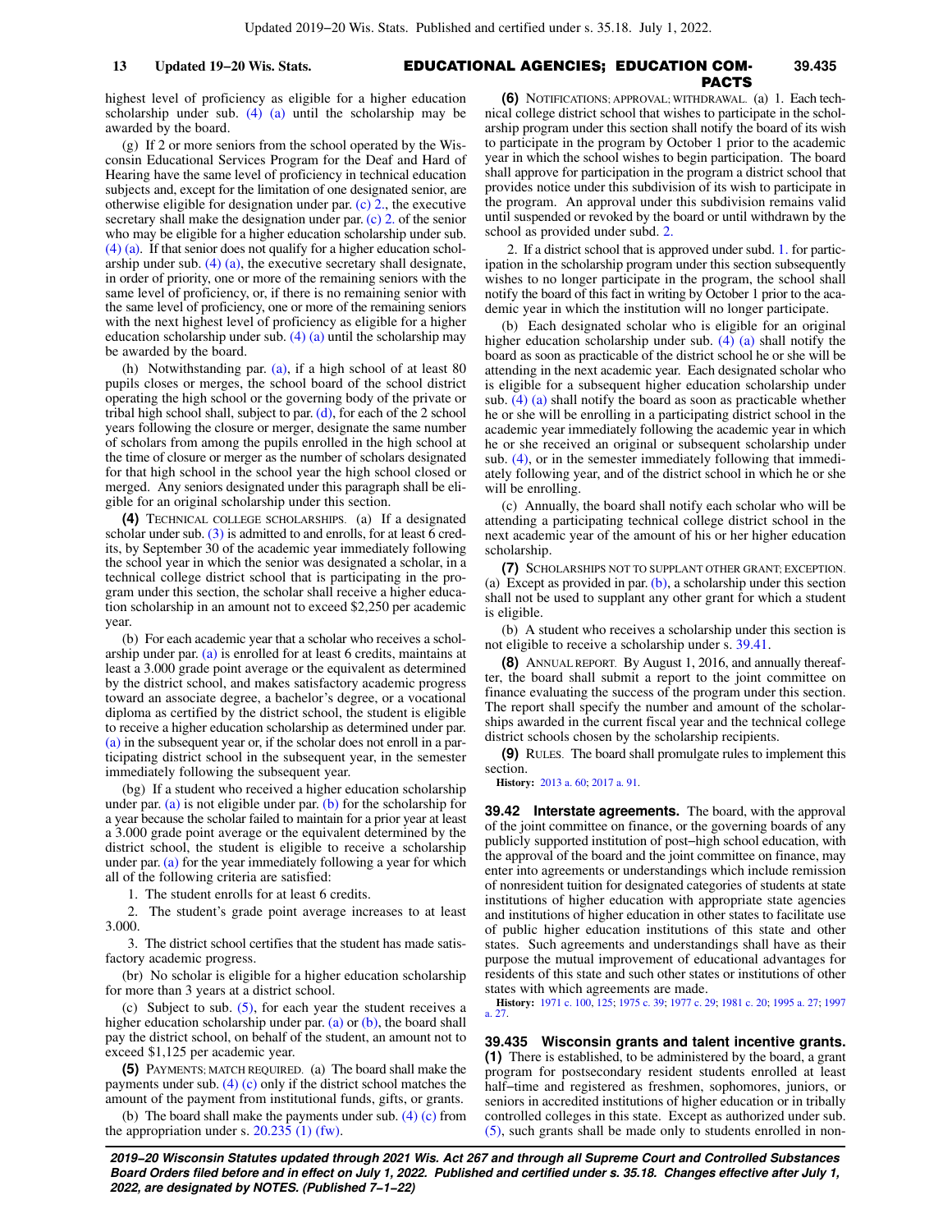highest level of proficiency as eligible for a higher education scholarship under sub. (4) (a) until the scholarship may be awarded by the board.

(g) If 2 or more seniors from the school operated by the Wisconsin Educational Services Program for the Deaf and Hard of Hearing have the same level of proficiency in technical education subjects and, except for the limitation of one designated senior, are otherwise eligible for designation under par. (c) 2., the executive secretary shall make the designation under par. (c) 2. of the senior who may be eligible for a higher education scholarship under sub. (4) (a). If that senior does not qualify for a higher education scholarship under sub. (4) (a), the executive secretary shall designate, in order of priority, one or more of the remaining seniors with the same level of proficiency, or, if there is no remaining senior with the same level of proficiency, one or more of the remaining seniors with the next highest level of proficiency as eligible for a higher education scholarship under sub. (4) (a) until the scholarship may be awarded by the board.

(h) Notwithstanding par. (a), if a high school of at least 80 pupils closes or merges, the school board of the school district operating the high school or the governing body of the private or tribal high school shall, subject to par. (d), for each of the 2 school years following the closure or merger, designate the same number of scholars from among the pupils enrolled in the high school at the time of closure or merger as the number of scholars designated for that high school in the school year the high school closed or merged. Any seniors designated under this paragraph shall be eligible for an original scholarship under this section.

**(4)** TECHNICAL COLLEGE SCHOLARSHIPS. (a) If a designated scholar under sub. (3) is admitted to and enrolls, for at least 6 credits, by September 30 of the academic year immediately following the school year in which the senior was designated a scholar, in a technical college district school that is participating in the program under this section, the scholar shall receive a higher education scholarship in an amount not to exceed $2,250 per academic year.

(b) For each academic year that a scholar who receives a scholarship under par. (a) is enrolled for at least 6 credits, maintains at least a 3.000 grade point average or the equivalent as determined by the district school, and makes satisfactory academic progress toward an associate degree, a bachelor's degree, or a vocational diploma as certified by the district school, the student is eligible to receive a higher education scholarship as determined under par. (a) in the subsequent year or, if the scholar does not enroll in a participating district school in the subsequent year, in the semester immediately following the subsequent year.

(bg) If a student who received a higher education scholarship under par. (a) is not eligible under par. (b) for the scholarship for a year because the scholar failed to maintain for a prior year at least a 3.000 grade point average or the equivalent determined by the district school, the student is eligible to receive a scholarship under par. (a) for the year immediately following a year for which all of the following criteria are satisfied:

1. The student enrolls for at least 6 credits.

2. The student's grade point average increases to at least 3.000.

3. The district school certifies that the student has made satisfactory academic progress.

(br) No scholar is eligible for a higher education scholarship for more than 3 years at a district school.

(c) Subject to sub. (5), for each year the student receives a higher education scholarship under par. (a) or (b), the board shall pay the district school, on behalf of the student, an amount not to exceed $1,125 per academic year.

**(5)** PAYMENTS; MATCH REQUIRED. (a) The board shall make the payments under sub. (4) (c) only if the district school matches the amount of the payment from institutional funds, gifts, or grants.

(b) The board shall make the payments under sub. (4) (c) from the appropriation under s. 20.235 (1) (fw).

**(6)** NOTIFICATIONS; APPROVAL; WITHDRAWAL. (a) 1. Each technical college district school that wishes to participate in the scholarship program under this section shall notify the board of its wish to participate in the program by October 1 prior to the academic year in which the school wishes to begin participation. The board shall approve for participation in the program a district school that provides notice under this subdivision of its wish to participate in the program. An approval under this subdivision remains valid until suspended or revoked by the board or until withdrawn by the school as provided under subd. 2.

2. If a district school that is approved under subd. 1. for participation in the scholarship program under this section subsequently wishes to no longer participate in the program, the school shall notify the board of this fact in writing by October 1 prior to the academic year in which the institution will no longer participate.

(b) Each designated scholar who is eligible for an original higher education scholarship under sub. (4) (a) shall notify the board as soon as practicable of the district school he or she will be attending in the next academic year. Each designated scholar who is eligible for a subsequent higher education scholarship under sub. (4) (a) shall notify the board as soon as practicable whether he or she will be enrolling in a participating district school in the academic year immediately following the academic year in which he or she received an original or subsequent scholarship under sub. (4), or in the semester immediately following that immediately following year, and of the district school in which he or she will be enrolling.

(c) Annually, the board shall notify each scholar who will be attending a participating technical college district school in the next academic year of the amount of his or her higher education scholarship.

**(7)** SCHOLARSHIPS NOT TO SUPPLANT OTHER GRANT; EXCEPTION. (a) Except as provided in par. (b), a scholarship under this section shall not be used to supplant any other grant for which a student is eligible.

(b) A student who receives a scholarship under this section is not eligible to receive a scholarship under s. 39.41.

**(8)** ANNUAL REPORT. By August 1, 2016, and annually thereafter, the board shall submit a report to the joint committee on finance evaluating the success of the program under this section. The report shall specify the number and amount of the scholarships awarded in the current fiscal year and the technical college district schools chosen by the scholarship recipients.

**(9)** RULES. The board shall promulgate rules to implement this section.

**History:** 2013 a. 60; 2017 a. 91.

**39.42 Interstate agreements.** The board, with the approval of the joint committee on finance, or the governing boards of any publicly supported institution of post-high school education, with the approval of the board and the joint committee on finance, may enter into agreements or understandings which include remission of nonresident tuition for designated categories of students at state institutions of higher education with appropriate state agencies and institutions of higher education in other states to facilitate use of public higher education institutions of this state and other states. Such agreements and understandings shall have as their purpose the mutual improvement of educational advantages for residents of this state and such other states or institutions of other states with which agreements are made.

**History:** 1971 c. 100, 125; 1975 c. 39; 1977 c. 29; 1981 c. 20; 1995 a. 27; 1997 a. 27.

**39.435 Wisconsin grants and talent incentive grants.**
**(1)** There is established, to be administered by the board, a grant program for postsecondary resident students enrolled at least half-time and registered as freshmen, sophomores, juniors, or seniors in accredited institutions of higher education or in tribally controlled colleges in this state. Except as authorized under sub. (5), such grants shall be made only to students enrolled in non-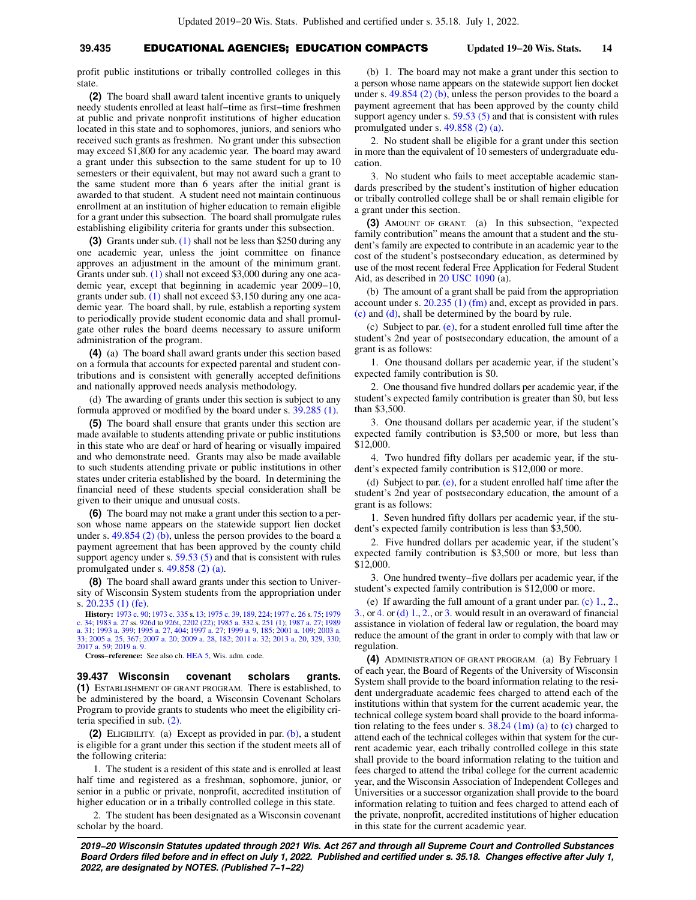profit public institutions or tribally controlled colleges in this state.

**(2)** The board shall award talent incentive grants to uniquely needy students enrolled at least half−time as first−time freshmen at public and private nonprofit institutions of higher education located in this state and to sophomores, juniors, and seniors who received such grants as freshmen. No grant under this subsection may exceed $1,800 for any academic year. The board may award a grant under this subsection to the same student for up to 10 semesters or their equivalent, but may not award such a grant to the same student more than 6 years after the initial grant is awarded to that student. A student need not maintain continuous enrollment at an institution of higher education to remain eligible for a grant under this subsection. The board shall promulgate rules establishing eligibility criteria for grants under this subsection.

**(3)** Grants under sub. (1) shall not be less than $250 during any one academic year, unless the joint committee on finance approves an adjustment in the amount of the minimum grant. Grants under sub. (1) shall not exceed $3,000 during any one academic year, except that beginning in academic year 2009−10, grants under sub. (1) shall not exceed $3,150 during any one academic year. The board shall, by rule, establish a reporting system to periodically provide student economic data and shall promulgate other rules the board deems necessary to assure uniform administration of the program.

**(4)** (a) The board shall award grants under this section based on a formula that accounts for expected parental and student contributions and is consistent with generally accepted definitions and nationally approved needs analysis methodology.

(d) The awarding of grants under this section is subject to any formula approved or modified by the board under s. 39.285 (1).

**(5)** The board shall ensure that grants under this section are made available to students attending private or public institutions in this state who are deaf or hard of hearing or visually impaired and who demonstrate need. Grants may also be made available to such students attending private or public institutions in other states under criteria established by the board. In determining the financial need of these students special consideration shall be given to their unique and unusual costs.

**(6)** The board may not make a grant under this section to a person whose name appears on the statewide support lien docket under s. 49.854 (2) (b), unless the person provides to the board a payment agreement that has been approved by the county child support agency under s. 59.53 (5) and that is consistent with rules promulgated under s. 49.858 (2) (a).

**(8)** The board shall award grants under this section to University of Wisconsin System students from the appropriation under s. 20.235 (1) (fe).

**History:** 1973 c. 90; 1973 c. 335 s. 13; 1975 c. 39, 189, 224; 1977 c. 26 s. 75; 1979 c. 34; 1983 a. 27 ss. 926d to 926t, 2202 (22); 1985 a. 332 s. 251 (1); 1987 a. 27; 1989 a. 31; 1993 a. 399; 1995 a. 27, 404; 1997 a. 27; 1999 a. 9, 185; 2001 a. 109; 2003 a. 33; 2005 a. 25, 367; 2007 a. 20; 2009 a. 28, 182; 2011 a. 32; 2013 a. 20, 329, 330; 2017 a. 59; 2019 a. 9.

**Cross−reference:** See also ch. HEA 5, Wis. adm. code.

**39.437 Wisconsin covenant scholars grants.** **(1)** ESTABLISHMENT OF GRANT PROGRAM. There is established, to be administered by the board, a Wisconsin Covenant Scholars Program to provide grants to students who meet the eligibility criteria specified in sub. (2).

**(2)** ELIGIBILITY. (a) Except as provided in par. (b), a student is eligible for a grant under this section if the student meets all of the following criteria:

1. The student is a resident of this state and is enrolled at least half time and registered as a freshman, sophomore, junior, or senior in a public or private, nonprofit, accredited institution of higher education or in a tribally controlled college in this state.

2. The student has been designated as a Wisconsin covenant scholar by the board.

(b) 1. The board may not make a grant under this section to a person whose name appears on the statewide support lien docket under s. 49.854 (2) (b), unless the person provides to the board a payment agreement that has been approved by the county child support agency under s. 59.53 (5) and that is consistent with rules promulgated under s. 49.858 (2) (a).

2. No student shall be eligible for a grant under this section in more than the equivalent of 10 semesters of undergraduate education.

3. No student who fails to meet acceptable academic standards prescribed by the student's institution of higher education or tribally controlled college shall be or shall remain eligible for a grant under this section.

**(3)** AMOUNT OF GRANT. (a) In this subsection, "expected family contribution" means the amount that a student and the student's family are expected to contribute in an academic year to the cost of the student's postsecondary education, as determined by use of the most recent federal Free Application for Federal Student Aid, as described in 20 USC 1090 (a).

(b) The amount of a grant shall be paid from the appropriation account under s. 20.235 (1) (fm) and, except as provided in pars. (c) and (d), shall be determined by the board by rule.

(c) Subject to par. (e), for a student enrolled full time after the student's 2nd year of postsecondary education, the amount of a grant is as follows:

1. One thousand dollars per academic year, if the student's expected family contribution is $0.

2. One thousand five hundred dollars per academic year, if the student's expected family contribution is greater than $0, but less than $3,500.

3. One thousand dollars per academic year, if the student's expected family contribution is $3,500 or more, but less than $12,000.

4. Two hundred fifty dollars per academic year, if the student's expected family contribution is $12,000 or more.

(d) Subject to par. (e), for a student enrolled half time after the student's 2nd year of postsecondary education, the amount of a grant is as follows:

1. Seven hundred fifty dollars per academic year, if the student's expected family contribution is less than $3,500.

2. Five hundred dollars per academic year, if the student's expected family contribution is $3,500 or more, but less than $12,000.

3. One hundred twenty−five dollars per academic year, if the student's expected family contribution is $12,000 or more.

(e) If awarding the full amount of a grant under par. (c) 1., 2., 3., or 4. or (d) 1., 2., or 3. would result in an overaward of financial assistance in violation of federal law or regulation, the board may reduce the amount of the grant in order to comply with that law or regulation.

**(4)** ADMINISTRATION OF GRANT PROGRAM. (a) By February 1 of each year, the Board of Regents of the University of Wisconsin System shall provide to the board information relating to the resident undergraduate academic fees charged to attend each of the institutions within that system for the current academic year, the technical college system board shall provide to the board information relating to the fees under s. 38.24 (1m) (a) to (c) charged to attend each of the technical colleges within that system for the current academic year, each tribally controlled college in this state shall provide to the board information relating to the tuition and fees charged to attend the tribal college for the current academic year, and the Wisconsin Association of Independent Colleges and Universities or a successor organization shall provide to the board information relating to tuition and fees charged to attend each of the private, nonprofit, accredited institutions of higher education in this state for the current academic year.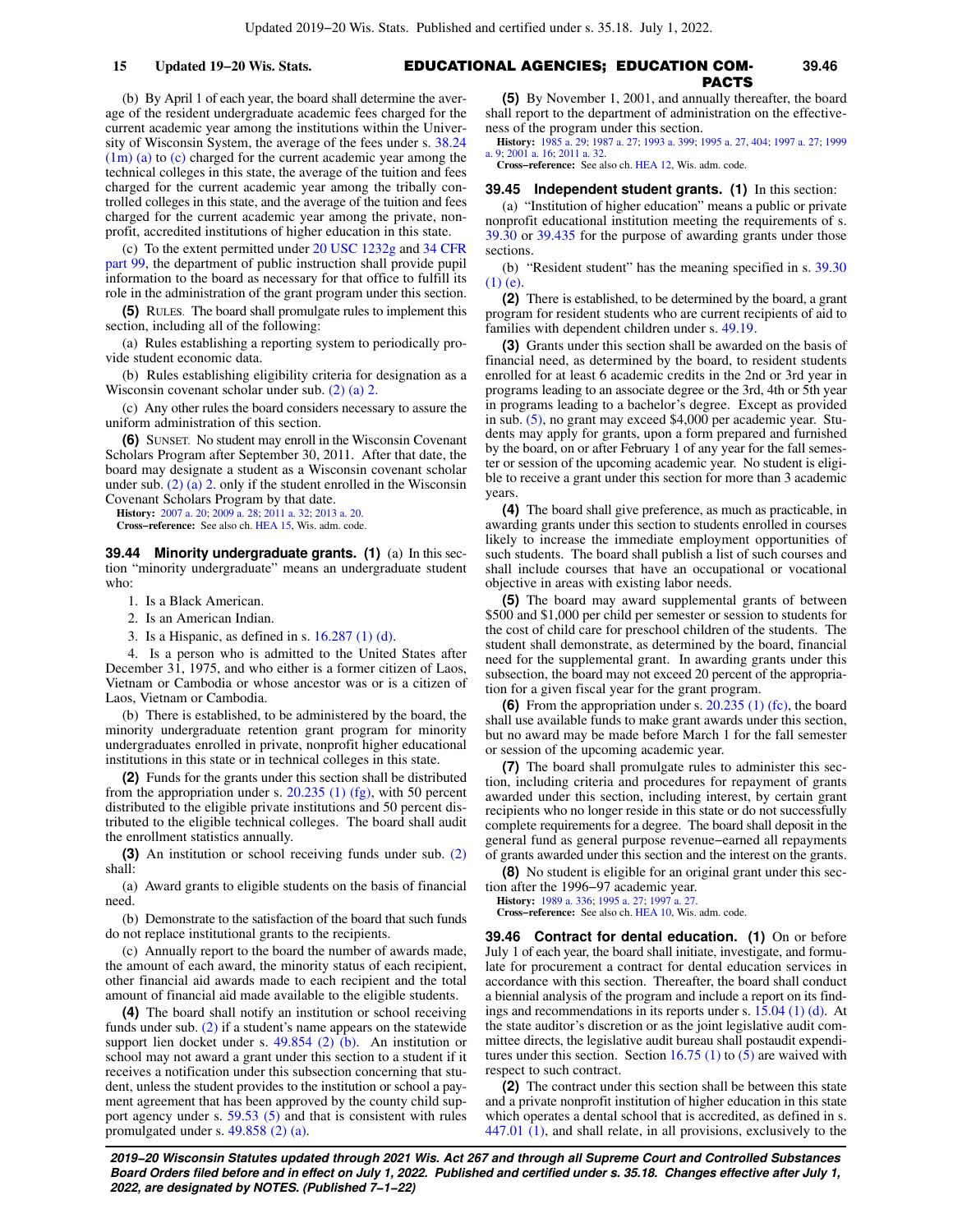(b) By April 1 of each year, the board shall determine the average of the resident undergraduate academic fees charged for the current academic year among the institutions within the University of Wisconsin System, the average of the fees under s. 38.24 (1m) (a) to (c) charged for the current academic year among the technical colleges in this state, the average of the tuition and fees charged for the current academic year among the tribally controlled colleges in this state, and the average of the tuition and fees charged for the current academic year among the private, nonprofit, accredited institutions of higher education in this state.

(c) To the extent permitted under 20 USC 1232g and 34 CFR part 99, the department of public instruction shall provide pupil information to the board as necessary for that office to fulfill its role in the administration of the grant program under this section.

**(5)** RULES. The board shall promulgate rules to implement this section, including all of the following:

(a) Rules establishing a reporting system to periodically provide student economic data.

(b) Rules establishing eligibility criteria for designation as a Wisconsin covenant scholar under sub. (2) (a) 2.

(c) Any other rules the board considers necessary to assure the uniform administration of this section.

**(6)** SUNSET. No student may enroll in the Wisconsin Covenant Scholars Program after September 30, 2011. After that date, the board may designate a student as a Wisconsin covenant scholar under sub. (2) (a) 2. only if the student enrolled in the Wisconsin Covenant Scholars Program by that date.

**History:** 2007 a. 20; 2009 a. 28; 2011 a. 32; 2013 a. 20.

**Cross−reference:** See also ch. HEA 15, Wis. adm. code.

**39.44 Minority undergraduate grants.** **(1)** (a) In this section "minority undergraduate" means an undergraduate student who:

1. Is a Black American.

2. Is an American Indian.

3. Is a Hispanic, as defined in s. 16.287 (1) (d).

4. Is a person who is admitted to the United States after December 31, 1975, and who either is a former citizen of Laos, Vietnam or Cambodia or whose ancestor was or is a citizen of Laos, Vietnam or Cambodia.

(b) There is established, to be administered by the board, the minority undergraduate retention grant program for minority undergraduates enrolled in private, nonprofit higher educational institutions in this state or in technical colleges in this state.

**(2)** Funds for the grants under this section shall be distributed from the appropriation under s. 20.235 (1) (fg), with 50 percent distributed to the eligible private institutions and 50 percent distributed to the eligible technical colleges. The board shall audit the enrollment statistics annually.

**(3)** An institution or school receiving funds under sub. (2) shall:

(a) Award grants to eligible students on the basis of financial need.

(b) Demonstrate to the satisfaction of the board that such funds do not replace institutional grants to the recipients.

(c) Annually report to the board the number of awards made, the amount of each award, the minority status of each recipient, other financial aid awards made to each recipient and the total amount of financial aid made available to the eligible students.

**(4)** The board shall notify an institution or school receiving funds under sub. (2) if a student's name appears on the statewide support lien docket under s. 49.854 (2) (b). An institution or school may not award a grant under this section to a student if it receives a notification under this subsection concerning that student, unless the student provides to the institution or school a payment agreement that has been approved by the county child support agency under s. 59.53 (5) and that is consistent with rules promulgated under s. 49.858 (2) (a).

**(5)** By November 1, 2001, and annually thereafter, the board shall report to the department of administration on the effectiveness of the program under this section.

**History:** 1985 a. 29; 1987 a. 27; 1993 a. 399; 1995 a. 27, 404; 1997 a. 27; 1999 a. 9; 2001 a. 16; 2011 a. 32.

**Cross−reference:** See also ch. HEA 12, Wis. adm. code.

**39.45 Independent student grants.** **(1)** In this section:

(a) "Institution of higher education" means a public or private nonprofit educational institution meeting the requirements of s. 39.30 or 39.435 for the purpose of awarding grants under those sections.

(b) "Resident student" has the meaning specified in s. 39.30 (1) (e).

**(2)** There is established, to be determined by the board, a grant program for resident students who are current recipients of aid to families with dependent children under s. 49.19.

**(3)** Grants under this section shall be awarded on the basis of financial need, as determined by the board, to resident students enrolled for at least 6 academic credits in the 2nd or 3rd year in programs leading to an associate degree or the 3rd, 4th or 5th year in programs leading to a bachelor's degree. Except as provided in sub. (5), no grant may exceed $4,000 per academic year. Students may apply for grants, upon a form prepared and furnished by the board, on or after February 1 of any year for the fall semester or session of the upcoming academic year. No student is eligible to receive a grant under this section for more than 3 academic years.

**(4)** The board shall give preference, as much as practicable, in awarding grants under this section to students enrolled in courses likely to increase the immediate employment opportunities of such students. The board shall publish a list of such courses and shall include courses that have an occupational or vocational objective in areas with existing labor needs.

**(5)** The board may award supplemental grants of between $500 and $1,000 per child per semester or session to students for the cost of child care for preschool children of the students. The student shall demonstrate, as determined by the board, financial need for the supplemental grant. In awarding grants under this subsection, the board may not exceed 20 percent of the appropriation for a given fiscal year for the grant program.

**(6)** From the appropriation under s. 20.235 (1) (fc), the board shall use available funds to make grant awards under this section, but no award may be made before March 1 for the fall semester or session of the upcoming academic year.

**(7)** The board shall promulgate rules to administer this section, including criteria and procedures for repayment of grants awarded under this section, including interest, by certain grant recipients who no longer reside in this state or do not successfully complete requirements for a degree. The board shall deposit in the general fund as general purpose revenue−earned all repayments of grants awarded under this section and the interest on the grants.

**(8)** No student is eligible for an original grant under this section after the 1996−97 academic year.

**History:** 1989 a. 336; 1995 a. 27; 1997 a. 27.

**Cross−reference:** See also ch. HEA 10, Wis. adm. code.

**39.46 Contract for dental education.** **(1)** On or before July 1 of each year, the board shall initiate, investigate, and formulate for procurement a contract for dental education services in accordance with this section. Thereafter, the board shall conduct a biennial analysis of the program and include a report on its findings and recommendations in its reports under s. 15.04 (1) (d). At the state auditor's discretion or as the joint legislative audit committee directs, the legislative audit bureau shall postaudit expenditures under this section. Section 16.75 (1) to (5) are waived with respect to such contract.

**(2)** The contract under this section shall be between this state and a private nonprofit institution of higher education in this state which operates a dental school that is accredited, as defined in s. 447.01 (1), and shall relate, in all provisions, exclusively to the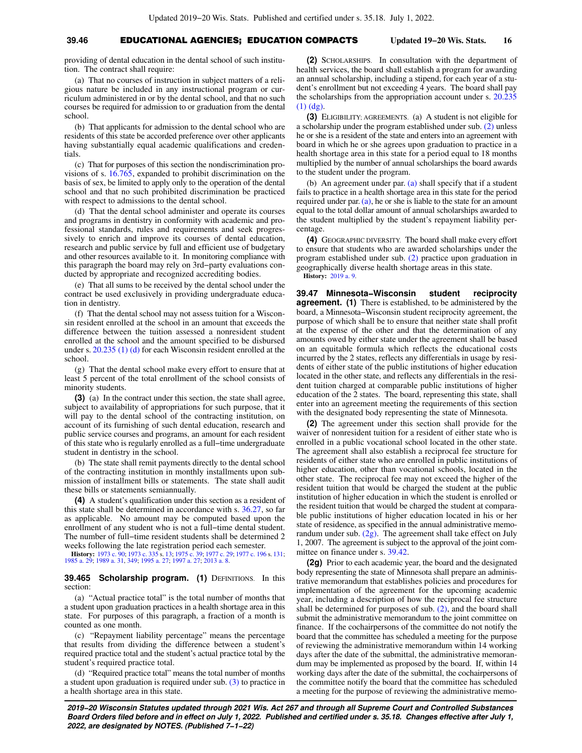providing of dental education in the dental school of such institution. The contract shall require:

(a) That no courses of instruction in subject matters of a religious nature be included in any instructional program or curriculum administered in or by the dental school, and that no such courses be required for admission to or graduation from the dental school.

(b) That applicants for admission to the dental school who are residents of this state be accorded preference over other applicants having substantially equal academic qualifications and credentials.

(c) That for purposes of this section the nondiscrimination provisions of s. 16.765, expanded to prohibit discrimination on the basis of sex, be limited to apply only to the operation of the dental school and that no such prohibited discrimination be practiced with respect to admissions to the dental school.

(d) That the dental school administer and operate its courses and programs in dentistry in conformity with academic and professional standards, rules and requirements and seek progressively to enrich and improve its courses of dental education, research and public service by full and efficient use of budgetary and other resources available to it. In monitoring compliance with this paragraph the board may rely on 3rd-party evaluations conducted by appropriate and recognized accrediting bodies.

(e) That all sums to be received by the dental school under the contract be used exclusively in providing undergraduate education in dentistry.

(f) That the dental school may not assess tuition for a Wisconsin resident enrolled at the school in an amount that exceeds the difference between the tuition assessed a nonresident student enrolled at the school and the amount specified to be disbursed under s. 20.235 (1) (d) for each Wisconsin resident enrolled at the school.

(g) That the dental school make every effort to ensure that at least 5 percent of the total enrollment of the school consists of minority students.

**(3)** (a) In the contract under this section, the state shall agree, subject to availability of appropriations for such purpose, that it will pay to the dental school of the contracting institution, on account of its furnishing of such dental education, research and public service courses and programs, an amount for each resident of this state who is regularly enrolled as a full-time undergraduate student in dentistry in the school.

(b) The state shall remit payments directly to the dental school of the contracting institution in monthly installments upon submission of installment bills or statements. The state shall audit these bills or statements semiannually.

**(4)** A student's qualification under this section as a resident of this state shall be determined in accordance with s. 36.27, so far as applicable. No amount may be computed based upon the enrollment of any student who is not a full-time dental student. The number of full-time resident students shall be determined 2 weeks following the late registration period each semester.

**History:** 1973 c. 90; 1973 c. 335 s. 13; 1975 c. 39; 1977 c. 29; 1977 c. 196 s. 131; 1985 a. 29; 1989 a. 31, 349; 1995 a. 27; 1997 a. 27; 2013 a. 8.

**39.465 Scholarship program.** **(1)** DEFINITIONS. In this section:

(a) "Actual practice total" is the total number of months that a student upon graduation practices in a health shortage area in this state. For purposes of this paragraph, a fraction of a month is counted as one month.

(c) "Repayment liability percentage" means the percentage that results from dividing the difference between a student's required practice total and the student's actual practice total by the student's required practice total.

(d) "Required practice total" means the total number of months a student upon graduation is required under sub. (3) to practice in a health shortage area in this state.

**(2)** SCHOLARSHIPS. In consultation with the department of health services, the board shall establish a program for awarding an annual scholarship, including a stipend, for each year of a student's enrollment but not exceeding 4 years. The board shall pay the scholarships from the appropriation account under s. 20.235 (1) (dg).

**(3)** ELIGIBILITY; AGREEMENTS. (a) A student is not eligible for a scholarship under the program established under sub. (2) unless he or she is a resident of the state and enters into an agreement with board in which he or she agrees upon graduation to practice in a health shortage area in this state for a period equal to 18 months multiplied by the number of annual scholarships the board awards to the student under the program.

(b) An agreement under par. (a) shall specify that if a student fails to practice in a health shortage area in this state for the period required under par. (a), he or she is liable to the state for an amount equal to the total dollar amount of annual scholarships awarded to the student multiplied by the student's repayment liability percentage.

**(4)** GEOGRAPHIC DIVERSITY. The board shall make every effort to ensure that students who are awarded scholarships under the program established under sub. (2) practice upon graduation in geographically diverse health shortage areas in this state.

**History:** 2019 a. 9.

**39.47 Minnesota-Wisconsin student reciprocity agreement.** **(1)** There is established, to be administered by the board, a Minnesota-Wisconsin student reciprocity agreement, the purpose of which shall be to ensure that neither state shall profit at the expense of the other and that the determination of any amounts owed by either state under the agreement shall be based on an equitable formula which reflects the educational costs incurred by the 2 states, reflects any differentials in usage by residents of either state of the public institutions of higher education located in the other state, and reflects any differentials in the resident tuition charged at comparable public institutions of higher education of the 2 states. The board, representing this state, shall enter into an agreement meeting the requirements of this section with the designated body representing the state of Minnesota.

**(2)** The agreement under this section shall provide for the waiver of nonresident tuition for a resident of either state who is enrolled in a public vocational school located in the other state. The agreement shall also establish a reciprocal fee structure for residents of either state who are enrolled in public institutions of higher education, other than vocational schools, located in the other state. The reciprocal fee may not exceed the higher of the resident tuition that would be charged the student at the public institution of higher education in which the student is enrolled or the resident tuition that would be charged the student at comparable public institutions of higher education located in his or her state of residence, as specified in the annual administrative memorandum under sub. (2g). The agreement shall take effect on July 1, 2007. The agreement is subject to the approval of the joint committee on finance under s. 39.42.

**(2g)** Prior to each academic year, the board and the designated body representing the state of Minnesota shall prepare an administrative memorandum that establishes policies and procedures for implementation of the agreement for the upcoming academic year, including a description of how the reciprocal fee structure shall be determined for purposes of sub. (2), and the board shall submit the administrative memorandum to the joint committee on finance. If the cochairpersons of the committee do not notify the board that the committee has scheduled a meeting for the purpose of reviewing the administrative memorandum within 14 working days after the date of the submittal, the administrative memorandum may be implemented as proposed by the board. If, within 14 working days after the date of the submittal, the cochairpersons of the committee notify the board that the committee has scheduled a meeting for the purpose of reviewing the administrative memo-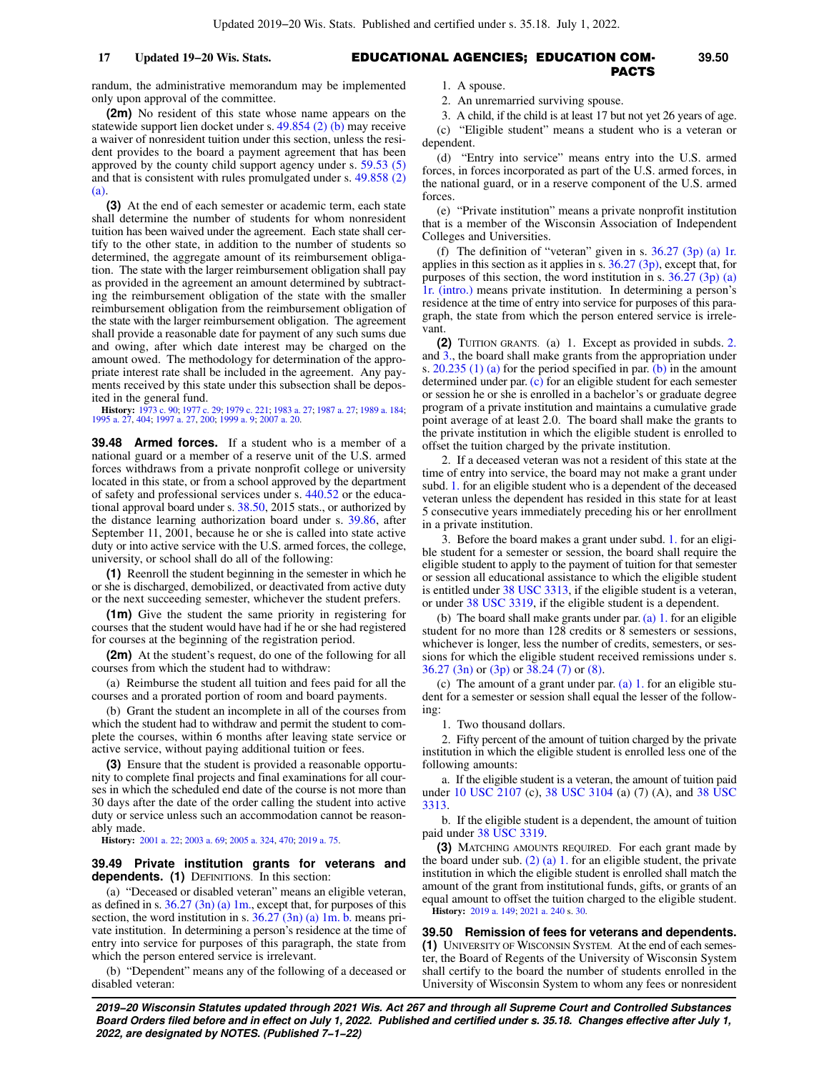randum, the administrative memorandum may be implemented only upon approval of the committee.

**(2m)** No resident of this state whose name appears on the statewide support lien docket under s. 49.854 (2) (b) may receive a waiver of nonresident tuition under this section, unless the resident provides to the board a payment agreement that has been approved by the county child support agency under s. 59.53 (5) and that is consistent with rules promulgated under s. 49.858 (2) (a).

**(3)** At the end of each semester or academic term, each state shall determine the number of students for whom nonresident tuition has been waived under the agreement. Each state shall certify to the other state, in addition to the number of students so determined, the aggregate amount of its reimbursement obligation. The state with the larger reimbursement obligation shall pay as provided in the agreement an amount determined by subtracting the reimbursement obligation of the state with the smaller reimbursement obligation from the reimbursement obligation of the state with the larger reimbursement obligation. The agreement shall provide a reasonable date for payment of any such sums due and owing, after which date interest may be charged on the amount owed. The methodology for determination of the appropriate interest rate shall be included in the agreement. Any payments received by this state under this subsection shall be deposited in the general fund.

**History:** 1973 c. 90; 1977 c. 29; 1979 c. 221; 1983 a. 27; 1987 a. 27; 1989 a. 184; 1995 a. 27, 404; 1997 a. 27, 200; 1999 a. 9; 2007 a. 20.

**39.48 Armed forces.** If a student who is a member of a national guard or a member of a reserve unit of the U.S. armed forces withdraws from a private nonprofit college or university located in this state, or from a school approved by the department of safety and professional services under s. 440.52 or the educational approval board under s. 38.50, 2015 stats., or authorized by the distance learning authorization board under s. 39.86, after September 11, 2001, because he or she is called into state active duty or into active service with the U.S. armed forces, the college, university, or school shall do all of the following:

**(1)** Reenroll the student beginning in the semester in which he or she is discharged, demobilized, or deactivated from active duty or the next succeeding semester, whichever the student prefers.

**(1m)** Give the student the same priority in registering for courses that the student would have had if he or she had registered for courses at the beginning of the registration period.

**(2m)** At the student's request, do one of the following for all courses from which the student had to withdraw:

(a) Reimburse the student all tuition and fees paid for all the courses and a prorated portion of room and board payments.

(b) Grant the student an incomplete in all of the courses from which the student had to withdraw and permit the student to complete the courses, within 6 months after leaving state service or active service, without paying additional tuition or fees.

**(3)** Ensure that the student is provided a reasonable opportunity to complete final projects and final examinations for all courses in which the scheduled end date of the course is not more than 30 days after the date of the order calling the student into active duty or service unless such an accommodation cannot be reasonably made.

**History:** 2001 a. 22; 2003 a. 69; 2005 a. 324, 470; 2019 a. 75.

**39.49 Private institution grants for veterans and dependents.** **(1)** DEFINITIONS. In this section:

(a) "Deceased or disabled veteran" means an eligible veteran, as defined in s. 36.27 (3n) (a) 1m., except that, for purposes of this section, the word institution in s. 36.27 (3n) (a) 1m. b. means private institution. In determining a person's residence at the time of entry into service for purposes of this paragraph, the state from which the person entered service is irrelevant.

(b) "Dependent" means any of the following of a deceased or disabled veteran:

1. A spouse.

2. An unremarried surviving spouse.

3. A child, if the child is at least 17 but not yet 26 years of age.

(c) "Eligible student" means a student who is a veteran or dependent.

(d) "Entry into service" means entry into the U.S. armed forces, in forces incorporated as part of the U.S. armed forces, in the national guard, or in a reserve component of the U.S. armed forces.

(e) "Private institution" means a private nonprofit institution that is a member of the Wisconsin Association of Independent Colleges and Universities.

(f) The definition of "veteran" given in s. 36.27 (3p) (a) 1r. applies in this section as it applies in s. 36.27 (3p), except that, for purposes of this section, the word institution in s. 36.27 (3p) (a) 1r. (intro.) means private institution. In determining a person's residence at the time of entry into service for purposes of this paragraph, the state from which the person entered service is irrelevant.

**(2)** TUITION GRANTS. (a) 1. Except as provided in subds. 2. and 3., the board shall make grants from the appropriation under s. 20.235 (1) (a) for the period specified in par. (b) in the amount determined under par. (c) for an eligible student for each semester or session he or she is enrolled in a bachelor's or graduate degree program of a private institution and maintains a cumulative grade point average of at least 2.0. The board shall make the grants to the private institution in which the eligible student is enrolled to offset the tuition charged by the private institution.

2. If a deceased veteran was not a resident of this state at the time of entry into service, the board may not make a grant under subd. 1. for an eligible student who is a dependent of the deceased veteran unless the dependent has resided in this state for at least 5 consecutive years immediately preceding his or her enrollment in a private institution.

3. Before the board makes a grant under subd. 1. for an eligible student for a semester or session, the board shall require the eligible student to apply to the payment of tuition for that semester or session all educational assistance to which the eligible student is entitled under 38 USC 3313, if the eligible student is a veteran, or under 38 USC 3319, if the eligible student is a dependent.

(b) The board shall make grants under par. (a) 1. for an eligible student for no more than 128 credits or 8 semesters or sessions, whichever is longer, less the number of credits, semesters, or sessions for which the eligible student received remissions under s. 36.27 (3n) or (3p) or 38.24 (7) or (8).

(c) The amount of a grant under par. (a) 1. for an eligible student for a semester or session shall equal the lesser of the following:

1. Two thousand dollars.

2. Fifty percent of the amount of tuition charged by the private institution in which the eligible student is enrolled less one of the following amounts:

a. If the eligible student is a veteran, the amount of tuition paid under 10 USC 2107 (c), 38 USC 3104 (a) (7) (A), and 38 USC 3313.

b. If the eligible student is a dependent, the amount of tuition paid under 38 USC 3319.

**(3)** MATCHING AMOUNTS REQUIRED. For each grant made by the board under sub. (2) (a) 1. for an eligible student, the private institution in which the eligible student is enrolled shall match the amount of the grant from institutional funds, gifts, or grants of an equal amount to offset the tuition charged to the eligible student.

**History:** 2019 a. 149; 2021 a. 240 s. 30.

**39.50 Remission of fees for veterans and dependents.** **(1)** UNIVERSITY OF WISCONSIN SYSTEM. At the end of each semester, the Board of Regents of the University of Wisconsin System shall certify to the board the number of students enrolled in the University of Wisconsin System to whom any fees or nonresident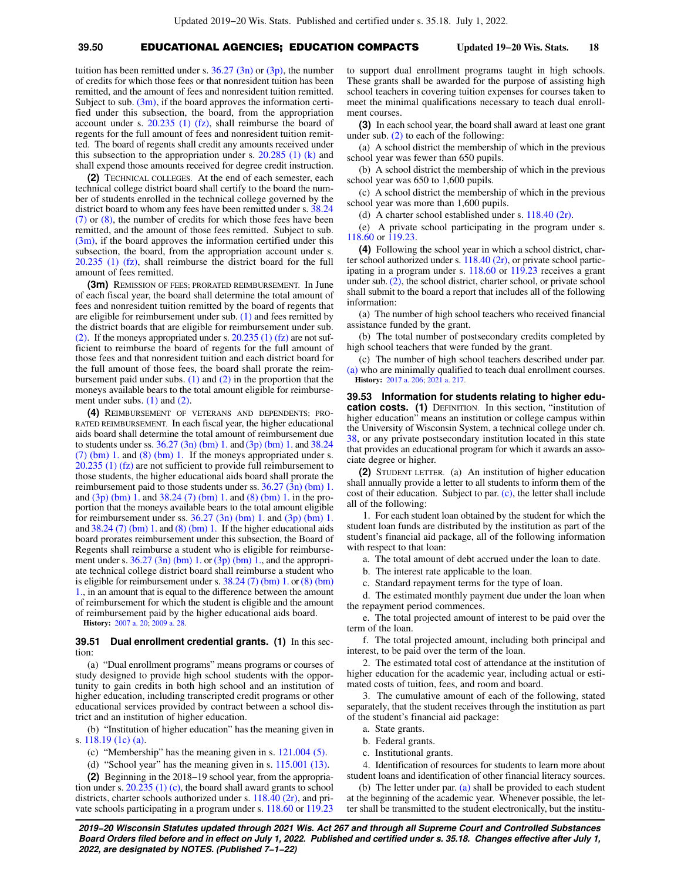tuition has been remitted under s. 36.27 (3n) or (3p), the number of credits for which those fees or that nonresident tuition has been remitted, and the amount of fees and nonresident tuition remitted. Subject to sub. (3m), if the board approves the information certified under this subsection, the board, from the appropriation account under s. 20.235 (1) (fz), shall reimburse the board of regents for the full amount of fees and nonresident tuition remitted. The board of regents shall credit any amounts received under this subsection to the appropriation under s. 20.285 (1) (k) and shall expend those amounts received for degree credit instruction.

**(2)** TECHNICAL COLLEGES. At the end of each semester, each technical college district board shall certify to the board the number of students enrolled in the technical college governed by the district board to whom any fees have been remitted under s. 38.24 (7) or (8), the number of credits for which those fees have been remitted, and the amount of those fees remitted. Subject to sub. (3m), if the board approves the information certified under this subsection, the board, from the appropriation account under s. 20.235 (1) (fz), shall reimburse the district board for the full amount of fees remitted.

**(3m)** REMISSION OF FEES; PRORATED REIMBURSEMENT. In June of each fiscal year, the board shall determine the total amount of fees and nonresident tuition remitted by the board of regents that are eligible for reimbursement under sub. (1) and fees remitted by the district boards that are eligible for reimbursement under sub. (2). If the moneys appropriated under s. 20.235 (1) (fz) are not sufficient to reimburse the board of regents for the full amount of those fees and that nonresident tuition and each district board for the full amount of those fees, the board shall prorate the reimbursement paid under subs. (1) and (2) in the proportion that the moneys available bears to the total amount eligible for reimbursement under subs. (1) and (2).

**(4)** REIMBURSEMENT OF VETERANS AND DEPENDENTS; PRORATED REIMBURSEMENT. In each fiscal year, the higher educational aids board shall determine the total amount of reimbursement due to students under ss. 36.27 (3n) (bm) 1. and (3p) (bm) 1. and 38.24 (7) (bm) 1. and (8) (bm) 1. If the moneys appropriated under s. 20.235 (1) (fz) are not sufficient to provide full reimbursement to those students, the higher educational aids board shall prorate the reimbursement paid to those students under ss. 36.27 (3n) (bm) 1. and (3p) (bm) 1. and 38.24 (7) (bm) 1. and (8) (bm) 1. in the proportion that the moneys available bears to the total amount eligible for reimbursement under ss. 36.27 (3n) (bm) 1. and (3p) (bm) 1. and 38.24 (7) (bm) 1. and (8) (bm) 1. If the higher educational aids board prorates reimbursement under this subsection, the Board of Regents shall reimburse a student who is eligible for reimbursement under s. 36.27 (3n) (bm) 1. or (3p) (bm) 1., and the appropriate technical college district board shall reimburse a student who is eligible for reimbursement under s. 38.24 (7) (bm) 1. or (8) (bm) 1., in an amount that is equal to the difference between the amount of reimbursement for which the student is eligible and the amount of reimbursement paid by the higher educational aids board.

**History:** 2007 a. 20; 2009 a. 28.

**39.51 Dual enrollment credential grants. (1)** In this section:

(a) "Dual enrollment programs" means programs or courses of study designed to provide high school students with the opportunity to gain credits in both high school and an institution of higher education, including transcripted credit programs or other educational services provided by contract between a school district and an institution of higher education.

(b) "Institution of higher education" has the meaning given in s. 118.19 (1c) (a).

(c) "Membership" has the meaning given in s. 121.004 (5).

(d) "School year" has the meaning given in s. 115.001 (13).

**(2)** Beginning in the 2018−19 school year, from the appropriation under s. 20.235 (1) (c), the board shall award grants to school districts, charter schools authorized under s. 118.40 (2r), and private schools participating in a program under s. 118.60 or 119.23 to support dual enrollment programs taught in high schools. These grants shall be awarded for the purpose of assisting high school teachers in covering tuition expenses for courses taken to meet the minimal qualifications necessary to teach dual enrollment courses.

**(3)** In each school year, the board shall award at least one grant under sub. (2) to each of the following:

(a) A school district the membership of which in the previous school year was fewer than 650 pupils.

(b) A school district the membership of which in the previous school year was 650 to 1,600 pupils.

(c) A school district the membership of which in the previous school year was more than 1,600 pupils.

(d) A charter school established under s. 118.40 (2r).

(e) A private school participating in the program under s. 118.60 or 119.23.

**(4)** Following the school year in which a school district, charter school authorized under s. 118.40 (2r), or private school participating in a program under s. 118.60 or 119.23 receives a grant under sub. (2), the school district, charter school, or private school shall submit to the board a report that includes all of the following information:

(a) The number of high school teachers who received financial assistance funded by the grant.

(b) The total number of postsecondary credits completed by high school teachers that were funded by the grant.

(c) The number of high school teachers described under par. (a) who are minimally qualified to teach dual enrollment courses.

**History:** 2017 a. 206; 2021 a. 217.

**39.53 Information for students relating to higher education costs. (1)** DEFINITION. In this section, "institution of higher education" means an institution or college campus within the University of Wisconsin System, a technical college under ch. 38, or any private postsecondary institution located in this state that provides an educational program for which it awards an associate degree or higher.

**(2)** STUDENT LETTER. (a) An institution of higher education shall annually provide a letter to all students to inform them of the cost of their education. Subject to par. (c), the letter shall include all of the following:

1. For each student loan obtained by the student for which the student loan funds are distributed by the institution as part of the student's financial aid package, all of the following information with respect to that loan:

a. The total amount of debt accrued under the loan to date.

b. The interest rate applicable to the loan.

c. Standard repayment terms for the type of loan.

d. The estimated monthly payment due under the loan when the repayment period commences.

e. The total projected amount of interest to be paid over the term of the loan.

f. The total projected amount, including both principal and interest, to be paid over the term of the loan.

2. The estimated total cost of attendance at the institution of higher education for the academic year, including actual or estimated costs of tuition, fees, and room and board.

3. The cumulative amount of each of the following, stated separately, that the student receives through the institution as part of the student's financial aid package:

a. State grants.

b. Federal grants.

c. Institutional grants.

4. Identification of resources for students to learn more about student loans and identification of other financial literacy sources.

(b) The letter under par. (a) shall be provided to each student at the beginning of the academic year. Whenever possible, the letter shall be transmitted to the student electronically, but the institu-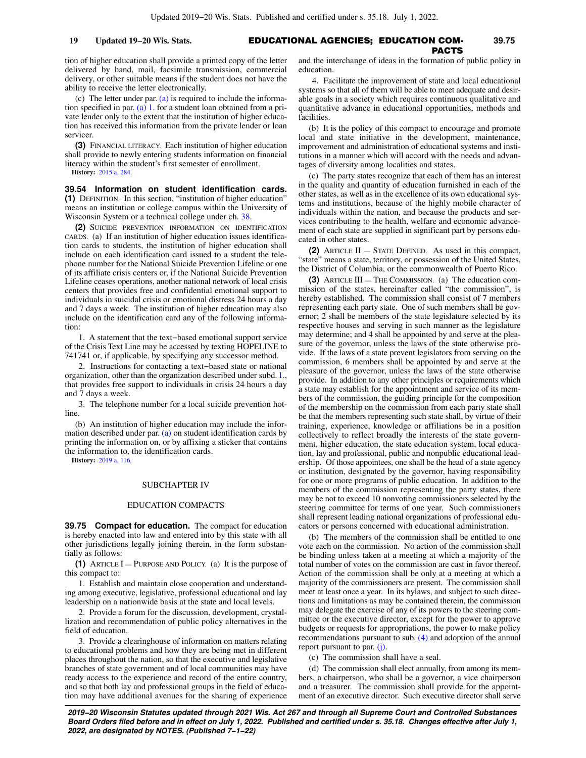tion of higher education shall provide a printed copy of the letter delivered by hand, mail, facsimile transmission, commercial delivery, or other suitable means if the student does not have the ability to receive the letter electronically.

(c) The letter under par. (a) is required to include the information specified in par. (a) 1. for a student loan obtained from a private lender only to the extent that the institution of higher education has received this information from the private lender or loan servicer.

**(3)** FINANCIAL LITERACY. Each institution of higher education shall provide to newly entering students information on financial literacy within the student's first semester of enrollment.

**History:** 2015 a. 284.

**39.54 Information on student identification cards.** **(1)** DEFINITION. In this section, "institution of higher education" means an institution or college campus within the University of Wisconsin System or a technical college under ch. 38.

**(2)** SUICIDE PREVENTION INFORMATION ON IDENTIFICATION CARDS. (a) If an institution of higher education issues identification cards to students, the institution of higher education shall include on each identification card issued to a student the telephone number for the National Suicide Prevention Lifeline or one of its affiliate crisis centers or, if the National Suicide Prevention Lifeline ceases operations, another national network of local crisis centers that provides free and confidential emotional support to individuals in suicidal crisis or emotional distress 24 hours a day and 7 days a week. The institution of higher education may also include on the identification card any of the following information:

1. A statement that the text−based emotional support service of the Crisis Text Line may be accessed by texting HOPELINE to 741741 or, if applicable, by specifying any successor method.

2. Instructions for contacting a text−based state or national organization, other than the organization described under subd. 1., that provides free support to individuals in crisis 24 hours a day and 7 days a week.

3. The telephone number for a local suicide prevention hotline.

(b) An institution of higher education may include the information described under par. (a) on student identification cards by printing the information on, or by affixing a sticker that contains the information to, the identification cards.

**History:** 2019 a. 116.

## SUBCHAPTER IV

## EDUCATION COMPACTS

**39.75 Compact for education.** The compact for education is hereby enacted into law and entered into by this state with all other jurisdictions legally joining therein, in the form substantially as follows:

**(1)** ARTICLE I — PURPOSE AND POLICY. (a) It is the purpose of this compact to:

1. Establish and maintain close cooperation and understanding among executive, legislative, professional educational and lay leadership on a nationwide basis at the state and local levels.

2. Provide a forum for the discussion, development, crystallization and recommendation of public policy alternatives in the field of education.

3. Provide a clearinghouse of information on matters relating to educational problems and how they are being met in different places throughout the nation, so that the executive and legislative branches of state government and of local communities may have ready access to the experience and record of the entire country, and so that both lay and professional groups in the field of education may have additional avenues for the sharing of experience and the interchange of ideas in the formation of public policy in education.

4. Facilitate the improvement of state and local educational systems so that all of them will be able to meet adequate and desirable goals in a society which requires continuous qualitative and quantitative advance in educational opportunities, methods and facilities.

(b) It is the policy of this compact to encourage and promote local and state initiative in the development, maintenance, improvement and administration of educational systems and institutions in a manner which will accord with the needs and advantages of diversity among localities and states.

(c) The party states recognize that each of them has an interest in the quality and quantity of education furnished in each of the other states, as well as in the excellence of its own educational systems and institutions, because of the highly mobile character of individuals within the nation, and because the products and services contributing to the health, welfare and economic advancement of each state are supplied in significant part by persons educated in other states.

**(2)** ARTICLE II — STATE DEFINED. As used in this compact, "state" means a state, territory, or possession of the United States, the District of Columbia, or the commonwealth of Puerto Rico.

**(3)** ARTICLE III — THE COMMISSION. (a) The education commission of the states, hereinafter called "the commission", is hereby established. The commission shall consist of 7 members representing each party state. One of such members shall be governor; 2 shall be members of the state legislature selected by its respective houses and serving in such manner as the legislature may determine; and 4 shall be appointed by and serve at the pleasure of the governor, unless the laws of the state otherwise provide. If the laws of a state prevent legislators from serving on the commission, 6 members shall be appointed by and serve at the pleasure of the governor, unless the laws of the state otherwise provide. In addition to any other principles or requirements which a state may establish for the appointment and service of its members of the commission, the guiding principle for the composition of the membership on the commission from each party state shall be that the members representing such state shall, by virtue of their training, experience, knowledge or affiliations be in a position collectively to reflect broadly the interests of the state government, higher education, the state education system, local education, lay and professional, public and nonpublic educational leadership. Of those appointees, one shall be the head of a state agency or institution, designated by the governor, having responsibility for one or more programs of public education. In addition to the members of the commission representing the party states, there may be not to exceed 10 nonvoting commissioners selected by the steering committee for terms of one year. Such commissioners shall represent leading national organizations of professional educators or persons concerned with educational administration.

(b) The members of the commission shall be entitled to one vote each on the commission. No action of the commission shall be binding unless taken at a meeting at which a majority of the total number of votes on the commission are cast in favor thereof. Action of the commission shall be only at a meeting at which a majority of the commissioners are present. The commission shall meet at least once a year. In its bylaws, and subject to such directions and limitations as may be contained therein, the commission may delegate the exercise of any of its powers to the steering committee or the executive director, except for the power to approve budgets or requests for appropriations, the power to make policy recommendations pursuant to sub. (4) and adoption of the annual report pursuant to par. (j).

(c) The commission shall have a seal.

(d) The commission shall elect annually, from among its members, a chairperson, who shall be a governor, a vice chairperson and a treasurer. The commission shall provide for the appointment of an executive director. Such executive director shall serve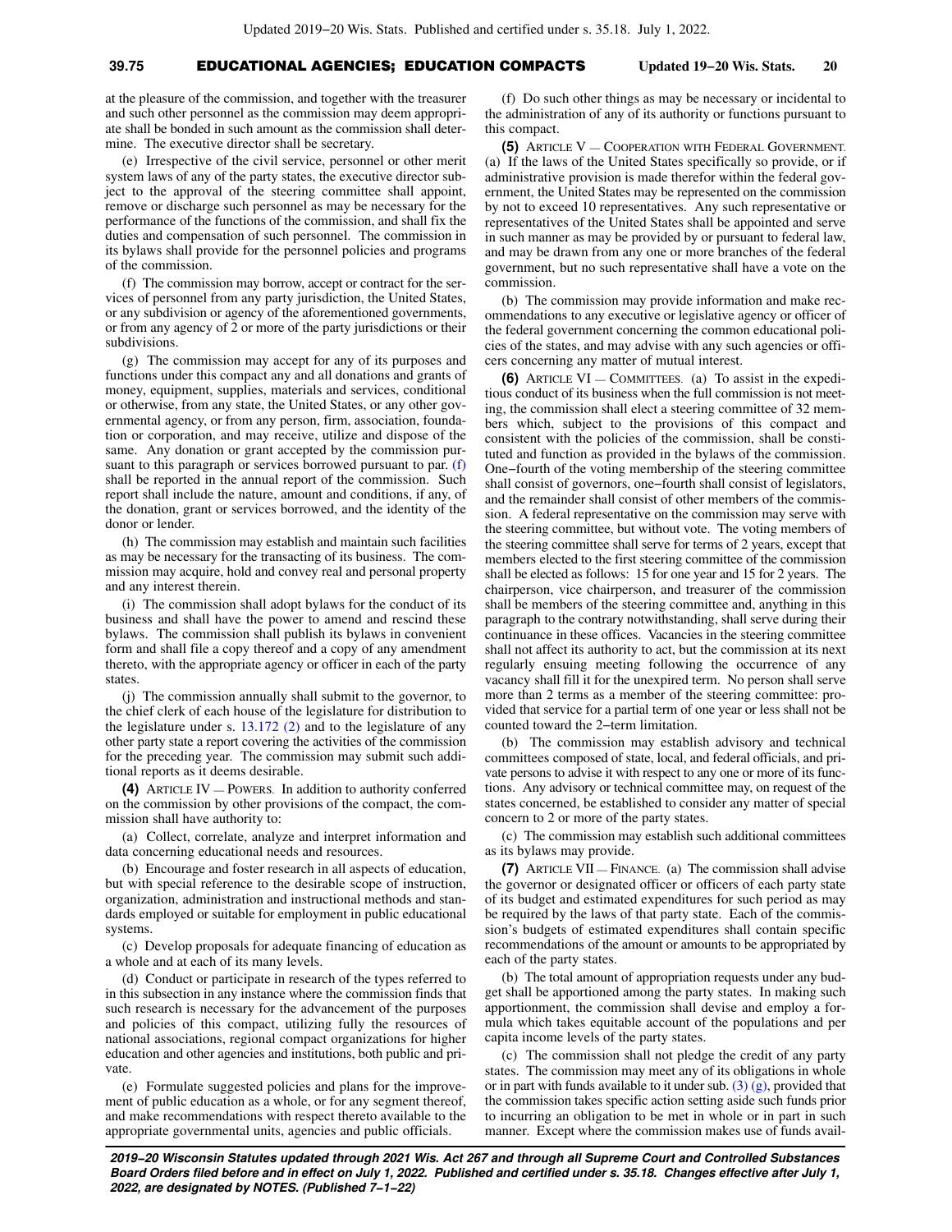at the pleasure of the commission, and together with the treasurer and such other personnel as the commission may deem appropriate shall be bonded in such amount as the commission shall determine. The executive director shall be secretary.

(e) Irrespective of the civil service, personnel or other merit system laws of any of the party states, the executive director subject to the approval of the steering committee shall appoint, remove or discharge such personnel as may be necessary for the performance of the functions of the commission, and shall fix the duties and compensation of such personnel. The commission in its bylaws shall provide for the personnel policies and programs of the commission.

(f) The commission may borrow, accept or contract for the services of personnel from any party jurisdiction, the United States, or any subdivision or agency of the aforementioned governments, or from any agency of 2 or more of the party jurisdictions or their subdivisions.

(g) The commission may accept for any of its purposes and functions under this compact any and all donations and grants of money, equipment, supplies, materials and services, conditional or otherwise, from any state, the United States, or any other governmental agency, or from any person, firm, association, foundation or corporation, and may receive, utilize and dispose of the same. Any donation or grant accepted by the commission pursuant to this paragraph or services borrowed pursuant to par. (f) shall be reported in the annual report of the commission. Such report shall include the nature, amount and conditions, if any, of the donation, grant or services borrowed, and the identity of the donor or lender.

(h) The commission may establish and maintain such facilities as may be necessary for the transacting of its business. The commission may acquire, hold and convey real and personal property and any interest therein.

(i) The commission shall adopt bylaws for the conduct of its business and shall have the power to amend and rescind these bylaws. The commission shall publish its bylaws in convenient form and shall file a copy thereof and a copy of any amendment thereto, with the appropriate agency or officer in each of the party states.

(j) The commission annually shall submit to the governor, to the chief clerk of each house of the legislature for distribution to the legislature under s. 13.172 (2) and to the legislature of any other party state a report covering the activities of the commission for the preceding year. The commission may submit such additional reports as it deems desirable.

**(4)** ARTICLE IV — POWERS. In addition to authority conferred on the commission by other provisions of the compact, the commission shall have authority to:

(a) Collect, correlate, analyze and interpret information and data concerning educational needs and resources.

(b) Encourage and foster research in all aspects of education, but with special reference to the desirable scope of instruction, organization, administration and instructional methods and standards employed or suitable for employment in public educational systems.

(c) Develop proposals for adequate financing of education as a whole and at each of its many levels.

(d) Conduct or participate in research of the types referred to in this subsection in any instance where the commission finds that such research is necessary for the advancement of the purposes and policies of this compact, utilizing fully the resources of national associations, regional compact organizations for higher education and other agencies and institutions, both public and private.

(e) Formulate suggested policies and plans for the improvement of public education as a whole, or for any segment thereof, and make recommendations with respect thereto available to the appropriate governmental units, agencies and public officials.

(f) Do such other things as may be necessary or incidental to the administration of any of its authority or functions pursuant to this compact.

**(5)** ARTICLE V — COOPERATION WITH FEDERAL GOVERNMENT. (a) If the laws of the United States specifically so provide, or if administrative provision is made therefor within the federal government, the United States may be represented on the commission by not to exceed 10 representatives. Any such representative or representatives of the United States shall be appointed and serve in such manner as may be provided by or pursuant to federal law, and may be drawn from any one or more branches of the federal government, but no such representative shall have a vote on the commission.

(b) The commission may provide information and make recommendations to any executive or legislative agency or officer of the federal government concerning the common educational policies of the states, and may advise with any such agencies or officers concerning any matter of mutual interest.

**(6)** ARTICLE VI — COMMITTEES. (a) To assist in the expeditious conduct of its business when the full commission is not meeting, the commission shall elect a steering committee of 32 members which, subject to the provisions of this compact and consistent with the policies of the commission, shall be constituted and function as provided in the bylaws of the commission. One−fourth of the voting membership of the steering committee shall consist of governors, one−fourth shall consist of legislators, and the remainder shall consist of other members of the commission. A federal representative on the commission may serve with the steering committee, but without vote. The voting members of the steering committee shall serve for terms of 2 years, except that members elected to the first steering committee of the commission shall be elected as follows: 15 for one year and 15 for 2 years. The chairperson, vice chairperson, and treasurer of the commission shall be members of the steering committee and, anything in this paragraph to the contrary notwithstanding, shall serve during their continuance in these offices. Vacancies in the steering committee shall not affect its authority to act, but the commission at its next regularly ensuing meeting following the occurrence of any vacancy shall fill it for the unexpired term. No person shall serve more than 2 terms as a member of the steering committee: provided that service for a partial term of one year or less shall not be counted toward the 2−term limitation.

(b) The commission may establish advisory and technical committees composed of state, local, and federal officials, and private persons to advise it with respect to any one or more of its functions. Any advisory or technical committee may, on request of the states concerned, be established to consider any matter of special concern to 2 or more of the party states.

(c) The commission may establish such additional committees as its bylaws may provide.

**(7)** ARTICLE VII — FINANCE. (a) The commission shall advise the governor or designated officer or officers of each party state of its budget and estimated expenditures for such period as may be required by the laws of that party state. Each of the commission's budgets of estimated expenditures shall contain specific recommendations of the amount or amounts to be appropriated by each of the party states.

(b) The total amount of appropriation requests under any budget shall be apportioned among the party states. In making such apportionment, the commission shall devise and employ a formula which takes equitable account of the populations and per capita income levels of the party states.

(c) The commission shall not pledge the credit of any party states. The commission may meet any of its obligations in whole or in part with funds available to it under sub. (3) (g), provided that the commission takes specific action setting aside such funds prior to incurring an obligation to be met in whole or in part in such manner. Except where the commission makes use of funds avail-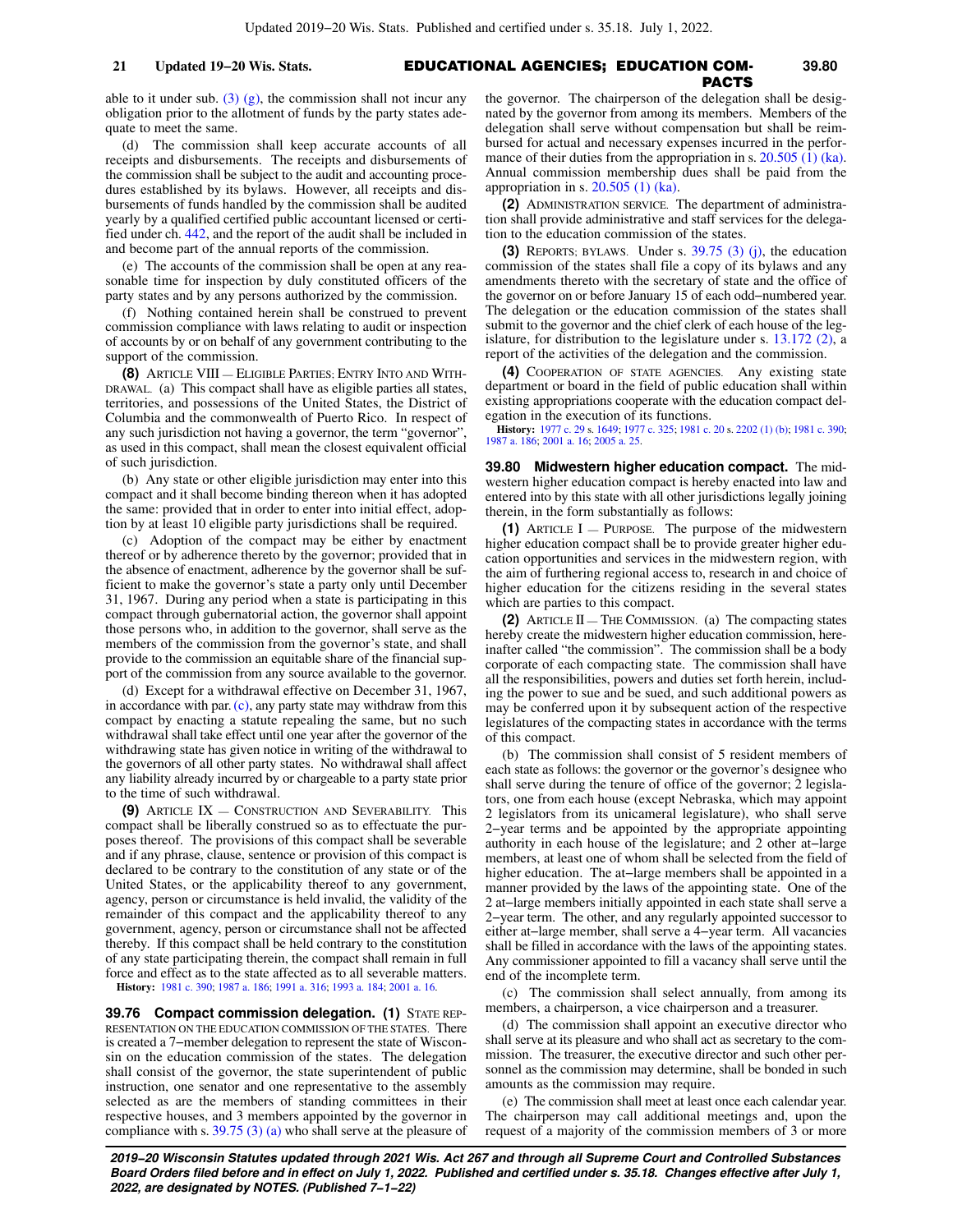able to it under sub. (3) (g), the commission shall not incur any obligation prior to the allotment of funds by the party states adequate to meet the same.

(d) The commission shall keep accurate accounts of all receipts and disbursements. The receipts and disbursements of the commission shall be subject to the audit and accounting procedures established by its bylaws. However, all receipts and disbursements of funds handled by the commission shall be audited yearly by a qualified certified public accountant licensed or certified under ch. 442, and the report of the audit shall be included in and become part of the annual reports of the commission.

(e) The accounts of the commission shall be open at any reasonable time for inspection by duly constituted officers of the party states and by any persons authorized by the commission.

(f) Nothing contained herein shall be construed to prevent commission compliance with laws relating to audit or inspection of accounts by or on behalf of any government contributing to the support of the commission.

**(8)** ARTICLE VIII — ELIGIBLE PARTIES; ENTRY INTO AND WITHDRAWAL. (a) This compact shall have as eligible parties all states, territories, and possessions of the United States, the District of Columbia and the commonwealth of Puerto Rico. In respect of any such jurisdiction not having a governor, the term "governor", as used in this compact, shall mean the closest equivalent official of such jurisdiction.

(b) Any state or other eligible jurisdiction may enter into this compact and it shall become binding thereon when it has adopted the same: provided that in order to enter into initial effect, adoption by at least 10 eligible party jurisdictions shall be required.

(c) Adoption of the compact may be either by enactment thereof or by adherence thereto by the governor; provided that in the absence of enactment, adherence by the governor shall be sufficient to make the governor's state a party only until December 31, 1967. During any period when a state is participating in this compact through gubernatorial action, the governor shall appoint those persons who, in addition to the governor, shall serve as the members of the commission from the governor's state, and shall provide to the commission an equitable share of the financial support of the commission from any source available to the governor.

(d) Except for a withdrawal effective on December 31, 1967, in accordance with par. (c), any party state may withdraw from this compact by enacting a statute repealing the same, but no such withdrawal shall take effect until one year after the governor of the withdrawing state has given notice in writing of the withdrawal to the governors of all other party states. No withdrawal shall affect any liability already incurred by or chargeable to a party state prior to the time of such withdrawal.

**(9)** ARTICLE IX — CONSTRUCTION AND SEVERABILITY. This compact shall be liberally construed so as to effectuate the purposes thereof. The provisions of this compact shall be severable and if any phrase, clause, sentence or provision of this compact is declared to be contrary to the constitution of any state or of the United States, or the applicability thereof to any government, agency, person or circumstance is held invalid, the validity of the remainder of this compact and the applicability thereof to any government, agency, person or circumstance shall not be affected thereby. If this compact shall be held contrary to the constitution of any state participating therein, the compact shall remain in full force and effect as to the state affected as to all severable matters.

**History:** 1981 c. 390; 1987 a. 186; 1991 a. 316; 1993 a. 184; 2001 a. 16.

**39.76 Compact commission delegation.** **(1)** STATE REPRESENTATION ON THE EDUCATION COMMISSION OF THE STATES. There is created a 7−member delegation to represent the state of Wisconsin on the education commission of the states. The delegation shall consist of the governor, the state superintendent of public instruction, one senator and one representative to the assembly selected as are the members of standing committees in their respective houses, and 3 members appointed by the governor in compliance with s. 39.75 (3) (a) who shall serve at the pleasure of the governor. The chairperson of the delegation shall be designated by the governor from among its members. Members of the delegation shall serve without compensation but shall be reimbursed for actual and necessary expenses incurred in the performance of their duties from the appropriation in s. 20.505 (1) (ka). Annual commission membership dues shall be paid from the appropriation in s. 20.505 (1) (ka).

**(2)** ADMINISTRATION SERVICE. The department of administration shall provide administrative and staff services for the delegation to the education commission of the states.

**(3)** REPORTS; BYLAWS. Under s. 39.75 (3) (j), the education commission of the states shall file a copy of its bylaws and any amendments thereto with the secretary of state and the office of the governor on or before January 15 of each odd−numbered year. The delegation or the education commission of the states shall submit to the governor and the chief clerk of each house of the legislature, for distribution to the legislature under s. 13.172 (2), a report of the activities of the delegation and the commission.

**(4)** COOPERATION OF STATE AGENCIES. Any existing state department or board in the field of public education shall within existing appropriations cooperate with the education compact delegation in the execution of its functions.

**History:** 1977 c. 29 s. 1649; 1977 c. 325; 1981 c. 20 s. 2202 (1) (b); 1981 c. 390; 1987 a. 186; 2001 a. 16; 2005 a. 25.

**39.80 Midwestern higher education compact.** The midwestern higher education compact is hereby enacted into law and entered into by this state with all other jurisdictions legally joining therein, in the form substantially as follows:

**(1)** ARTICLE I — PURPOSE. The purpose of the midwestern higher education compact shall be to provide greater higher education opportunities and services in the midwestern region, with the aim of furthering regional access to, research in and choice of higher education for the citizens residing in the several states which are parties to this compact.

**(2)** ARTICLE II — THE COMMISSION. (a) The compacting states hereby create the midwestern higher education commission, hereinafter called "the commission". The commission shall be a body corporate of each compacting state. The commission shall have all the responsibilities, powers and duties set forth herein, including the power to sue and be sued, and such additional powers as may be conferred upon it by subsequent action of the respective legislatures of the compacting states in accordance with the terms of this compact.

(b) The commission shall consist of 5 resident members of each state as follows: the governor or the governor's designee who shall serve during the tenure of office of the governor; 2 legislators, one from each house (except Nebraska, which may appoint 2 legislators from its unicameral legislature), who shall serve 2−year terms and be appointed by the appropriate appointing authority in each house of the legislature; and 2 other at−large members, at least one of whom shall be selected from the field of higher education. The at−large members shall be appointed in a manner provided by the laws of the appointing state. One of the 2 at−large members initially appointed in each state shall serve a 2−year term. The other, and any regularly appointed successor to either at−large member, shall serve a 4−year term. All vacancies shall be filled in accordance with the laws of the appointing states. Any commissioner appointed to fill a vacancy shall serve until the end of the incomplete term.

(c) The commission shall select annually, from among its members, a chairperson, a vice chairperson and a treasurer.

(d) The commission shall appoint an executive director who shall serve at its pleasure and who shall act as secretary to the commission. The treasurer, the executive director and such other personnel as the commission may determine, shall be bonded in such amounts as the commission may require.

(e) The commission shall meet at least once each calendar year. The chairperson may call additional meetings and, upon the request of a majority of the commission members of 3 or more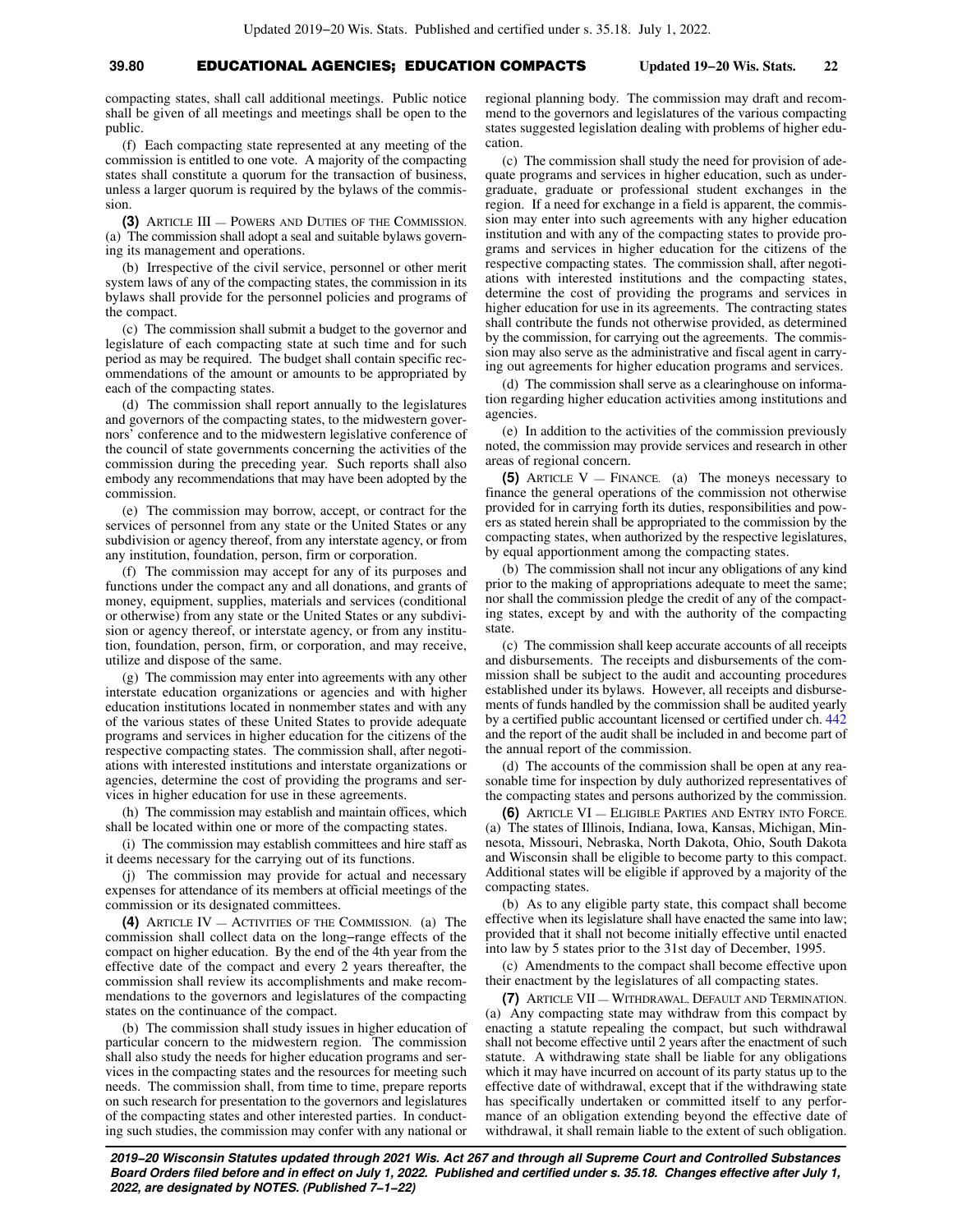compacting states, shall call additional meetings. Public notice shall be given of all meetings and meetings shall be open to the public.

(f) Each compacting state represented at any meeting of the commission is entitled to one vote. A majority of the compacting states shall constitute a quorum for the transaction of business, unless a larger quorum is required by the bylaws of the commission.

**(3)** ARTICLE III — POWERS AND DUTIES OF THE COMMISSION. (a) The commission shall adopt a seal and suitable bylaws governing its management and operations.

(b) Irrespective of the civil service, personnel or other merit system laws of any of the compacting states, the commission in its bylaws shall provide for the personnel policies and programs of the compact.

(c) The commission shall submit a budget to the governor and legislature of each compacting state at such time and for such period as may be required. The budget shall contain specific recommendations of the amount or amounts to be appropriated by each of the compacting states.

(d) The commission shall report annually to the legislatures and governors of the compacting states, to the midwestern governors' conference and to the midwestern legislative conference of the council of state governments concerning the activities of the commission during the preceding year. Such reports shall also embody any recommendations that may have been adopted by the commission.

(e) The commission may borrow, accept, or contract for the services of personnel from any state or the United States or any subdivision or agency thereof, from any interstate agency, or from any institution, foundation, person, firm or corporation.

(f) The commission may accept for any of its purposes and functions under the compact any and all donations, and grants of money, equipment, supplies, materials and services (conditional or otherwise) from any state or the United States or any subdivision or agency thereof, or interstate agency, or from any institution, foundation, person, firm, or corporation, and may receive, utilize and dispose of the same.

(g) The commission may enter into agreements with any other interstate education organizations or agencies and with higher education institutions located in nonmember states and with any of the various states of these United States to provide adequate programs and services in higher education for the citizens of the respective compacting states. The commission shall, after negotiations with interested institutions and interstate organizations or agencies, determine the cost of providing the programs and services in higher education for use in these agreements.

(h) The commission may establish and maintain offices, which shall be located within one or more of the compacting states.

(i) The commission may establish committees and hire staff as it deems necessary for the carrying out of its functions.

(j) The commission may provide for actual and necessary expenses for attendance of its members at official meetings of the commission or its designated committees.

**(4)** ARTICLE IV — ACTIVITIES OF THE COMMISSION. (a) The commission shall collect data on the long−range effects of the compact on higher education. By the end of the 4th year from the effective date of the compact and every 2 years thereafter, the commission shall review its accomplishments and make recommendations to the governors and legislatures of the compacting states on the continuance of the compact.

(b) The commission shall study issues in higher education of particular concern to the midwestern region. The commission shall also study the needs for higher education programs and services in the compacting states and the resources for meeting such needs. The commission shall, from time to time, prepare reports on such research for presentation to the governors and legislatures of the compacting states and other interested parties. In conducting such studies, the commission may confer with any national or regional planning body. The commission may draft and recommend to the governors and legislatures of the various compacting states suggested legislation dealing with problems of higher education.

(c) The commission shall study the need for provision of adequate programs and services in higher education, such as undergraduate, graduate or professional student exchanges in the region. If a need for exchange in a field is apparent, the commission may enter into such agreements with any higher education institution and with any of the compacting states to provide programs and services in higher education for the citizens of the respective compacting states. The commission shall, after negotiations with interested institutions and the compacting states, determine the cost of providing the programs and services in higher education for use in its agreements. The contracting states shall contribute the funds not otherwise provided, as determined by the commission, for carrying out the agreements. The commission may also serve as the administrative and fiscal agent in carrying out agreements for higher education programs and services.

(d) The commission shall serve as a clearinghouse on information regarding higher education activities among institutions and agencies.

(e) In addition to the activities of the commission previously noted, the commission may provide services and research in other areas of regional concern.

**(5)** ARTICLE V — FINANCE. (a) The moneys necessary to finance the general operations of the commission not otherwise provided for in carrying forth its duties, responsibilities and powers as stated herein shall be appropriated to the commission by the compacting states, when authorized by the respective legislatures, by equal apportionment among the compacting states.

(b) The commission shall not incur any obligations of any kind prior to the making of appropriations adequate to meet the same; nor shall the commission pledge the credit of any of the compacting states, except by and with the authority of the compacting state.

(c) The commission shall keep accurate accounts of all receipts and disbursements. The receipts and disbursements of the commission shall be subject to the audit and accounting procedures established under its bylaws. However, all receipts and disbursements of funds handled by the commission shall be audited yearly by a certified public accountant licensed or certified under ch. 442 and the report of the audit shall be included in and become part of the annual report of the commission.

(d) The accounts of the commission shall be open at any reasonable time for inspection by duly authorized representatives of the compacting states and persons authorized by the commission.

**(6)** ARTICLE VI — ELIGIBLE PARTIES AND ENTRY INTO FORCE. (a) The states of Illinois, Indiana, Iowa, Kansas, Michigan, Minnesota, Missouri, Nebraska, North Dakota, Ohio, South Dakota and Wisconsin shall be eligible to become party to this compact. Additional states will be eligible if approved by a majority of the compacting states.

(b) As to any eligible party state, this compact shall become effective when its legislature shall have enacted the same into law; provided that it shall not become initially effective until enacted into law by 5 states prior to the 31st day of December, 1995.

(c) Amendments to the compact shall become effective upon their enactment by the legislatures of all compacting states.

**(7)** ARTICLE VII — WITHDRAWAL, DEFAULT AND TERMINATION. (a) Any compacting state may withdraw from this compact by enacting a statute repealing the compact, but such withdrawal shall not become effective until 2 years after the enactment of such statute. A withdrawing state shall be liable for any obligations which it may have incurred on account of its party status up to the effective date of withdrawal, except that if the withdrawing state has specifically undertaken or committed itself to any performance of an obligation extending beyond the effective date of withdrawal, it shall remain liable to the extent of such obligation.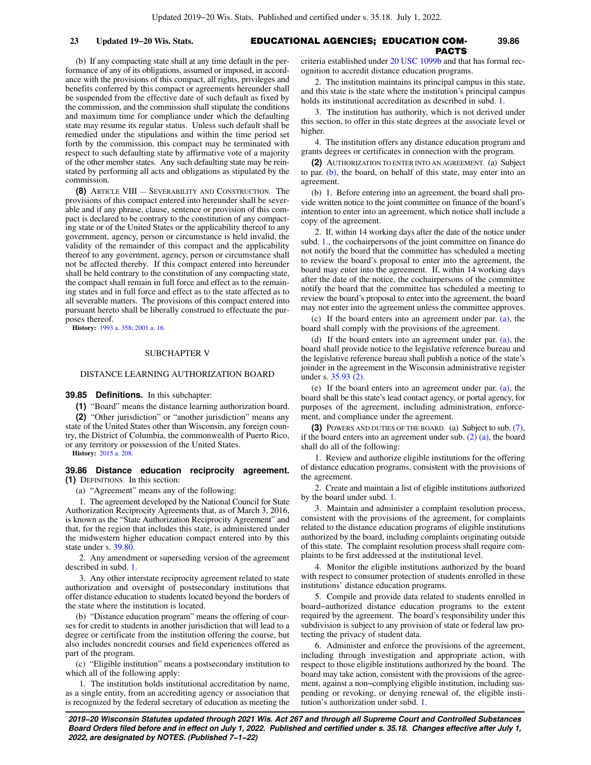(b) If any compacting state shall at any time default in the performance of any of its obligations, assumed or imposed, in accordance with the provisions of this compact, all rights, privileges and benefits conferred by this compact or agreements hereunder shall be suspended from the effective date of such default as fixed by the commission, and the commission shall stipulate the conditions and maximum time for compliance under which the defaulting state may resume its regular status. Unless such default shall be remedied under the stipulations and within the time period set forth by the commission, this compact may be terminated with respect to such defaulting state by affirmative vote of a majority of the other member states. Any such defaulting state may be reinstated by performing all acts and obligations as stipulated by the commission.

**(8)** ARTICLE VIII — SEVERABILITY AND CONSTRUCTION. The provisions of this compact entered into hereunder shall be severable and if any phrase, clause, sentence or provision of this compact is declared to be contrary to the constitution of any compacting state or of the United States or the applicability thereof to any government, agency, person or circumstance is held invalid, the validity of the remainder of this compact and the applicability thereof to any government, agency, person or circumstance shall not be affected thereby. If this compact entered into hereunder shall be held contrary to the constitution of any compacting state, the compact shall remain in full force and effect as to the remaining states and in full force and effect as to the state affected as to all severable matters. The provisions of this compact entered into pursuant hereto shall be liberally construed to effectuate the purposes thereof.

**History:** 1993 a. 358; 2001 a. 16.

## SUBCHAPTER V

## DISTANCE LEARNING AUTHORIZATION BOARD

**39.85 Definitions.** In this subchapter:

**(1)** "Board" means the distance learning authorization board.

**(2)** "Other jurisdiction" or "another jurisdiction" means any state of the United States other than Wisconsin, any foreign country, the District of Columbia, the commonwealth of Puerto Rico, or any territory or possession of the United States.

**History:** 2015 a. 208.

**39.86 Distance education reciprocity agreement.**
**(1)** DEFINITIONS. In this section:

(a) "Agreement" means any of the following:

1. The agreement developed by the National Council for State Authorization Reciprocity Agreements that, as of March 3, 2016, is known as the "State Authorization Reciprocity Agreement" and that, for the region that includes this state, is administered under the midwestern higher education compact entered into by this state under s. 39.80.

2. Any amendment or superseding version of the agreement described in subd. 1.

3. Any other interstate reciprocity agreement related to state authorization and oversight of postsecondary institutions that offer distance education to students located beyond the borders of the state where the institution is located.

(b) "Distance education program" means the offering of courses for credit to students in another jurisdiction that will lead to a degree or certificate from the institution offering the course, but also includes noncredit courses and field experiences offered as part of the program.

(c) "Eligible institution" means a postsecondary institution to which all of the following apply:

1. The institution holds institutional accreditation by name, as a single entity, from an accrediting agency or association that is recognized by the federal secretary of education as meeting the criteria established under 20 USC 1099b and that has formal recognition to accredit distance education programs.

2. The institution maintains its principal campus in this state, and this state is the state where the institution's principal campus holds its institutional accreditation as described in subd. 1.

3. The institution has authority, which is not derived under this section, to offer in this state degrees at the associate level or higher.

4. The institution offers any distance education program and grants degrees or certificates in connection with the program.

**(2)** AUTHORIZATION TO ENTER INTO AN AGREEMENT. (a) Subject to par. (b), the board, on behalf of this state, may enter into an agreement.

(b) 1. Before entering into an agreement, the board shall provide written notice to the joint committee on finance of the board's intention to enter into an agreement, which notice shall include a copy of the agreement.

2. If, within 14 working days after the date of the notice under subd. 1., the cochairpersons of the joint committee on finance do not notify the board that the committee has scheduled a meeting to review the board's proposal to enter into the agreement, the board may enter into the agreement. If, within 14 working days after the date of the notice, the cochairpersons of the committee notify the board that the committee has scheduled a meeting to review the board's proposal to enter into the agreement, the board may not enter into the agreement unless the committee approves.

(c) If the board enters into an agreement under par. (a), the board shall comply with the provisions of the agreement.

(d) If the board enters into an agreement under par. (a), the board shall provide notice to the legislative reference bureau and the legislative reference bureau shall publish a notice of the state's joinder in the agreement in the Wisconsin administrative register under s. 35.93 (2).

(e) If the board enters into an agreement under par. (a), the board shall be this state's lead contact agency, or portal agency, for purposes of the agreement, including administration, enforcement, and compliance under the agreement.

**(3)** POWERS AND DUTIES OF THE BOARD. (a) Subject to sub. (7), if the board enters into an agreement under sub. (2) (a), the board shall do all of the following:

1. Review and authorize eligible institutions for the offering of distance education programs, consistent with the provisions of the agreement.

2. Create and maintain a list of eligible institutions authorized by the board under subd. 1.

3. Maintain and administer a complaint resolution process, consistent with the provisions of the agreement, for complaints related to the distance education programs of eligible institutions authorized by the board, including complaints originating outside of this state. The complaint resolution process shall require complaints to be first addressed at the institutional level.

4. Monitor the eligible institutions authorized by the board with respect to consumer protection of students enrolled in these institutions' distance education programs.

5. Compile and provide data related to students enrolled in board–authorized distance education programs to the extent required by the agreement. The board's responsibility under this subdivision is subject to any provision of state or federal law protecting the privacy of student data.

6. Administer and enforce the provisions of the agreement, including through investigation and appropriate action, with respect to those eligible institutions authorized by the board. The board may take action, consistent with the provisions of the agreement, against a non–complying eligible institution, including suspending or revoking, or denying renewal of, the eligible institution's authorization under subd. 1.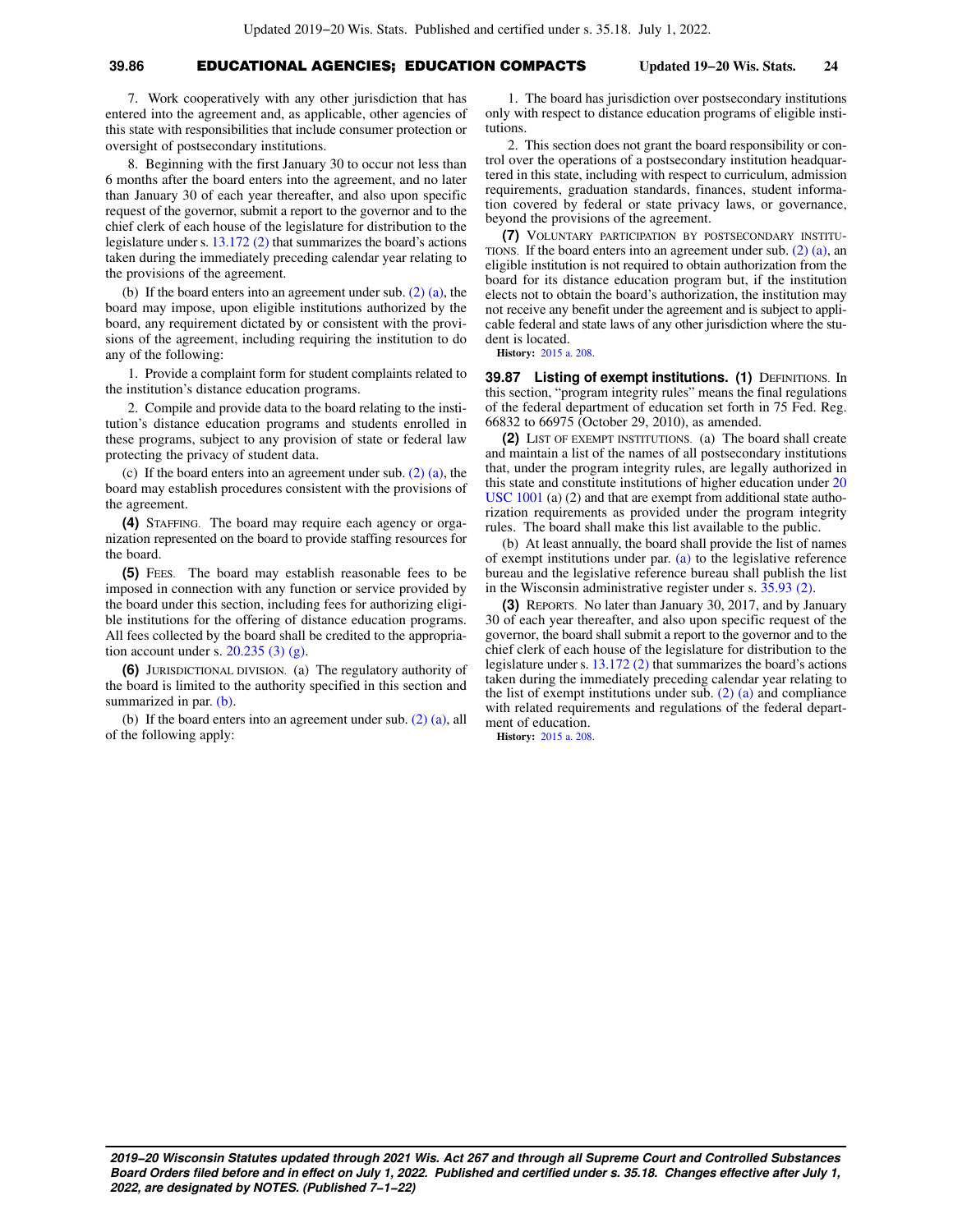7. Work cooperatively with any other jurisdiction that has entered into the agreement and, as applicable, other agencies of this state with responsibilities that include consumer protection or oversight of postsecondary institutions.

8. Beginning with the first January 30 to occur not less than 6 months after the board enters into the agreement, and no later than January 30 of each year thereafter, and also upon specific request of the governor, submit a report to the governor and to the chief clerk of each house of the legislature for distribution to the legislature under s. 13.172 (2) that summarizes the board's actions taken during the immediately preceding calendar year relating to the provisions of the agreement.

(b) If the board enters into an agreement under sub. (2) (a), the board may impose, upon eligible institutions authorized by the board, any requirement dictated by or consistent with the provisions of the agreement, including requiring the institution to do any of the following:

1. Provide a complaint form for student complaints related to the institution's distance education programs.

2. Compile and provide data to the board relating to the institution's distance education programs and students enrolled in these programs, subject to any provision of state or federal law protecting the privacy of student data.

(c) If the board enters into an agreement under sub. (2) (a), the board may establish procedures consistent with the provisions of the agreement.

**(4)** STAFFING. The board may require each agency or organization represented on the board to provide staffing resources for the board.

**(5)** FEES. The board may establish reasonable fees to be imposed in connection with any function or service provided by the board under this section, including fees for authorizing eligible institutions for the offering of distance education programs. All fees collected by the board shall be credited to the appropriation account under s. 20.235 (3) (g).

**(6)** JURISDICTIONAL DIVISION. (a) The regulatory authority of the board is limited to the authority specified in this section and summarized in par. (b).

(b) If the board enters into an agreement under sub. (2) (a), all of the following apply:

1. The board has jurisdiction over postsecondary institutions only with respect to distance education programs of eligible institutions.

2. This section does not grant the board responsibility or control over the operations of a postsecondary institution headquartered in this state, including with respect to curriculum, admission requirements, graduation standards, finances, student information covered by federal or state privacy laws, or governance, beyond the provisions of the agreement.

**(7)** VOLUNTARY PARTICIPATION BY POSTSECONDARY INSTITUTIONS. If the board enters into an agreement under sub. (2) (a), an eligible institution is not required to obtain authorization from the board for its distance education program but, if the institution elects not to obtain the board's authorization, the institution may not receive any benefit under the agreement and is subject to applicable federal and state laws of any other jurisdiction where the student is located.

**History:** 2015 a. 208.

**39.87 Listing of exempt institutions. (1)** DEFINITIONS. In this section, "program integrity rules" means the final regulations of the federal department of education set forth in 75 Fed. Reg. 66832 to 66975 (October 29, 2010), as amended.

**(2)** LIST OF EXEMPT INSTITUTIONS. (a) The board shall create and maintain a list of the names of all postsecondary institutions that, under the program integrity rules, are legally authorized in this state and constitute institutions of higher education under 20 USC 1001 (a) (2) and that are exempt from additional state authorization requirements as provided under the program integrity rules. The board shall make this list available to the public.

(b) At least annually, the board shall provide the list of names of exempt institutions under par. (a) to the legislative reference bureau and the legislative reference bureau shall publish the list in the Wisconsin administrative register under s. 35.93 (2).

**(3)** REPORTS. No later than January 30, 2017, and by January 30 of each year thereafter, and also upon specific request of the governor, the board shall submit a report to the governor and to the chief clerk of each house of the legislature for distribution to the legislature under s. 13.172 (2) that summarizes the board's actions taken during the immediately preceding calendar year relating to the list of exempt institutions under sub. (2) (a) and compliance with related requirements and regulations of the federal department of education.

**History:** 2015 a. 208.